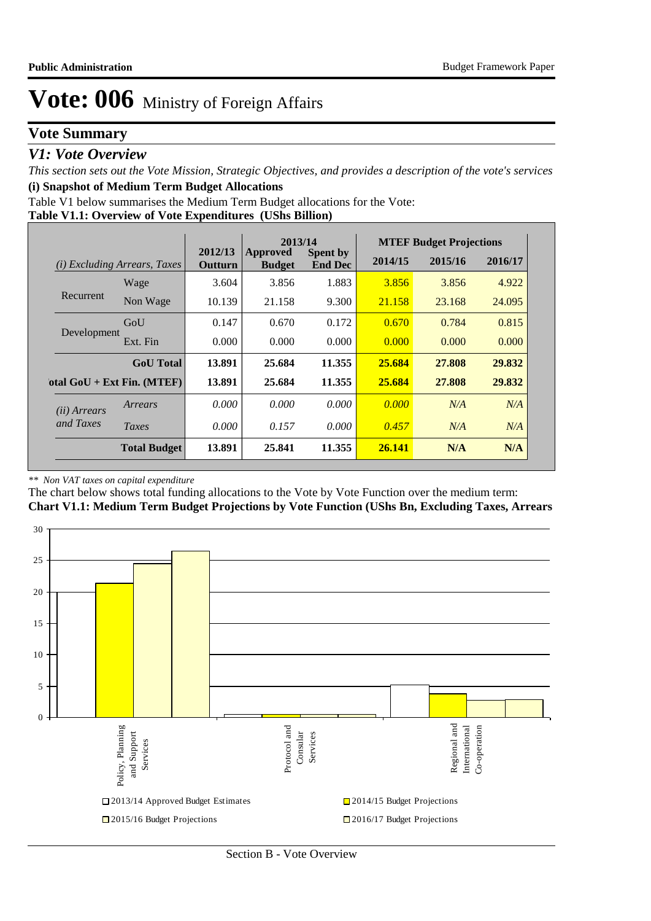# Vote: 006 Ministry of Foreign Affairs

## Vote Summary

### *V1: Vote Overview*

*This section sets out the Vote Mission, Strategic Objectives, and provides a description of the vote's services*

**(i) Snapshot of Medium Term Budget Allocations**

Table V1 below summarises the Medium Term Budget allocations for the Vote:

**Table V1.1: Overview of Vote Expenditures (UShs Billion)**

| *(i) Excluding Arrears, Taxes* | | 2012/13 Outturn | 2013/14 Approved Budget | 2013/14 Spent by End Dec | MTEF Budget Projections 2014/15 | 2015/16 | 2016/17 |
|---|---|---|---|---|---|---|---|
| Recurrent | Wage | 3.604 | 3.856 | 1.883 | 3.856 | 3.856 | 4.922 |
| | Non Wage | 10.139 | 21.158 | 9.300 | 21.158 | 23.168 | 24.095 |
| Development | GoU | 0.147 | 0.670 | 0.172 | 0.670 | 0.784 | 0.815 |
| | Ext. Fin | 0.000 | 0.000 | 0.000 | 0.000 | 0.000 | 0.000 |
| | **GoU Total** | **13.891** | **25.684** | **11.355** | **25.684** | **27.808** | **29.832** |
| **Total GoU + Ext Fin. (MTEF)** | | **13.891** | **25.684** | **11.355** | **25.684** | **27.808** | **29.832** |
| *(ii) Arrears and Taxes* | *Arrears* | *0.000* | *0.000* | *0.000* | *0.000* | *N/A* | *N/A* |
| | *Taxes* | *0.000* | *0.157* | *0.000* | *0.457* | *N/A* | *N/A* |
| | **Total Budget** | **13.891** | **25.841** | **11.355** | **26.141** | **N/A** | **N/A** |

*\*\* Non VAT taxes on capital expenditure*

The chart below shows total funding allocations to the Vote by Vote Function over the medium term:

**Chart V1.1: Medium Term Budget Projections by Vote Function (UShs Bn, Excluding Taxes, Arrears**

Legend: 2013/14 Approved Budget Estimates; 2014/15 Budget Projections; 2015/16 Budget Projections; 2016/17 Budget Projections

Vote Functions: Policy, Planning and Support Services; Protocol and Consular Services; Regional and International Co-operation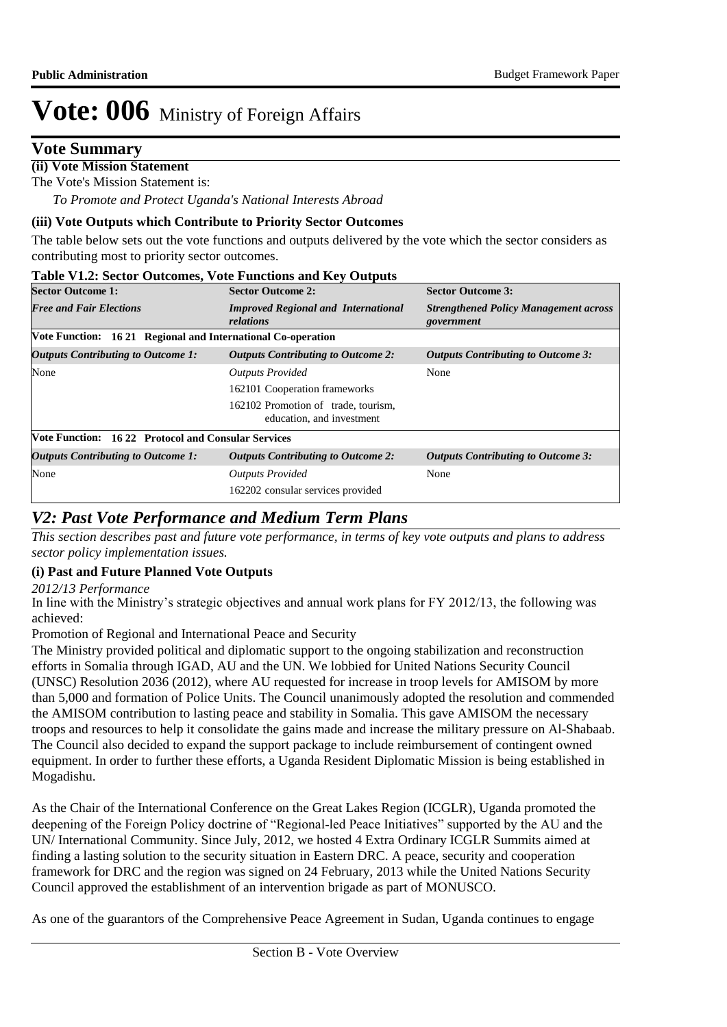# Vote: 006 Ministry of Foreign Affairs

## Vote Summary

**(ii) Vote Mission Statement**

The Vote's Mission Statement is:

*To Promote and Protect Uganda's National Interests Abroad*

**(iii) Vote Outputs which Contribute to Priority Sector Outcomes**

The table below sets out the vote functions and outputs delivered by the vote which the sector considers as contributing most to priority sector outcomes.

**Table V1.2: Sector Outcomes, Vote Functions and Key Outputs**

| **Sector Outcome 1:** | **Sector Outcome 2:** | **Sector Outcome 3:** |
|---|---|---|
| ***Free and Fair Elections*** | ***Improved Regional and International relations*** | ***Strengthened Policy Management across government*** |
| **Vote Function: 16 21 Regional and International Co-operation** | | |
| ***Outputs Contributing to Outcome 1:*** | ***Outputs Contributing to Outcome 2:*** | ***Outputs Contributing to Outcome 3:*** |
| None | *Outputs Provided*<br>162101 Cooperation frameworks<br>162102 Promotion of trade, tourism, education, and investment | None |
| **Vote Function: 16 22 Protocol and Consular Services** | | |
| ***Outputs Contributing to Outcome 1:*** | ***Outputs Contributing to Outcome 2:*** | ***Outputs Contributing to Outcome 3:*** |
| None | *Outputs Provided*<br>162202 consular services provided | None |

## *V2: Past Vote Performance and Medium Term Plans*

*This section describes past and future vote performance, in terms of key vote outputs and plans to address sector policy implementation issues.*

**(i) Past and Future Planned Vote Outputs**

*2012/13 Performance*

In line with the Ministry's strategic objectives and annual work plans for FY 2012/13, the following was achieved:

Promotion of Regional and International Peace and Security

The Ministry provided political and diplomatic support to the ongoing stabilization and reconstruction efforts in Somalia through IGAD, AU and the UN. We lobbied for United Nations Security Council (UNSC) Resolution 2036 (2012), where AU requested for increase in troop levels for AMISOM by more than 5,000 and formation of Police Units. The Council unanimously adopted the resolution and commended the AMISOM contribution to lasting peace and stability in Somalia. This gave AMISOM the necessary troops and resources to help it consolidate the gains made and increase the military pressure on Al-Shabaab. The Council also decided to expand the support package to include reimbursement of contingent owned equipment. In order to further these efforts, a Uganda Resident Diplomatic Mission is being established in Mogadishu.

As the Chair of the International Conference on the Great Lakes Region (ICGLR), Uganda promoted the deepening of the Foreign Policy doctrine of "Regional-led Peace Initiatives" supported by the AU and the UN/ International Community. Since July, 2012, we hosted 4 Extra Ordinary ICGLR Summits aimed at finding a lasting solution to the security situation in Eastern DRC. A peace, security and cooperation framework for DRC and the region was signed on 24 February, 2013 while the United Nations Security Council approved the establishment of an intervention brigade as part of MONUSCO.

As one of the guarantors of the Comprehensive Peace Agreement in Sudan, Uganda continues to engage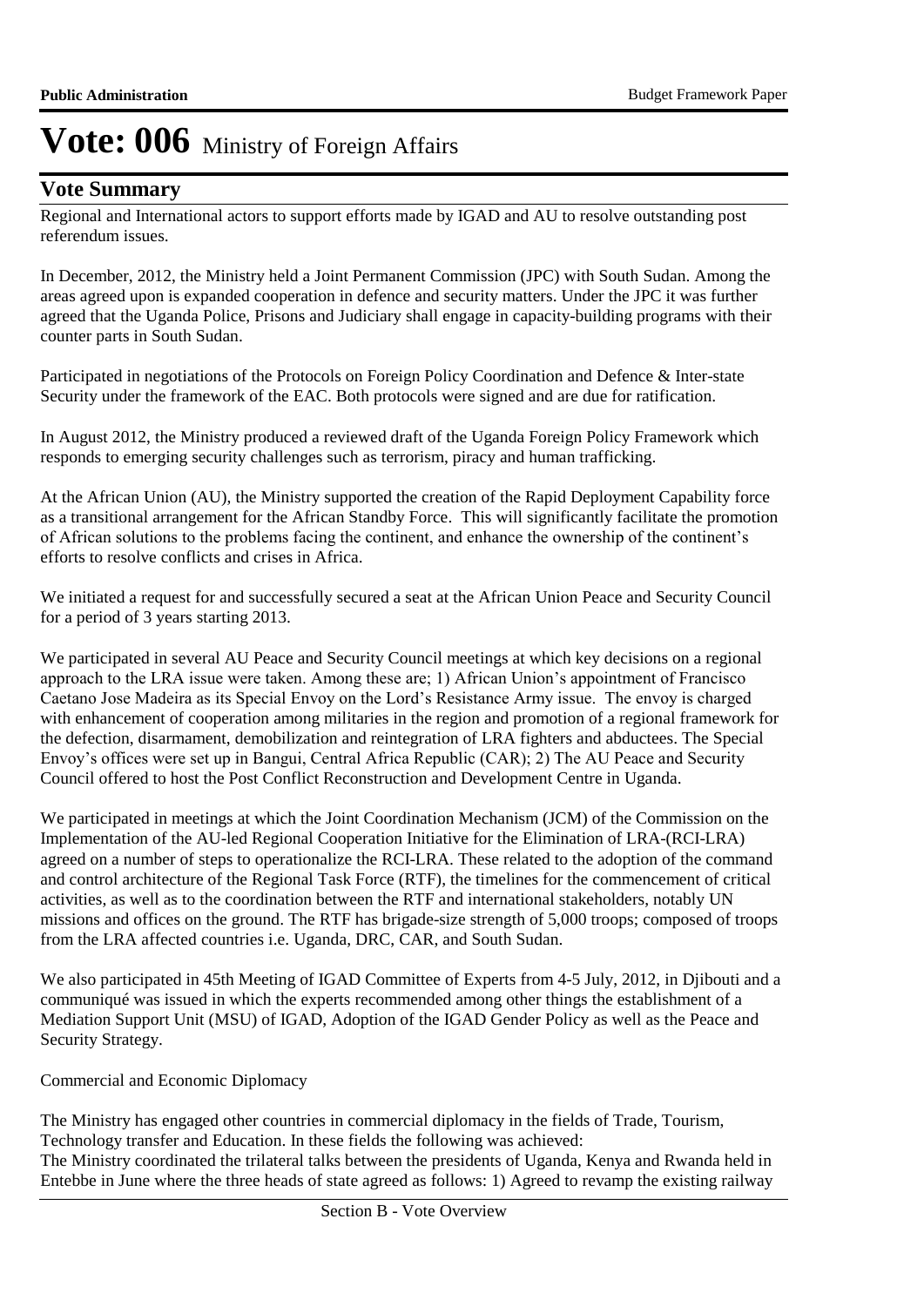# Vote: 006 Ministry of Foreign Affairs

## Vote Summary

Regional and International actors to support efforts made by IGAD and AU to resolve outstanding post referendum issues.

In December, 2012, the Ministry held a Joint Permanent Commission (JPC) with South Sudan. Among the areas agreed upon is expanded cooperation in defence and security matters. Under the JPC it was further agreed that the Uganda Police, Prisons and Judiciary shall engage in capacity-building programs with their counter parts in South Sudan.

Participated in negotiations of the Protocols on Foreign Policy Coordination and Defence & Inter-state Security under the framework of the EAC. Both protocols were signed and are due for ratification.

In August 2012, the Ministry produced a reviewed draft of the Uganda Foreign Policy Framework which responds to emerging security challenges such as terrorism, piracy and human trafficking.

At the African Union (AU), the Ministry supported the creation of the Rapid Deployment Capability force as a transitional arrangement for the African Standby Force. This will significantly facilitate the promotion of African solutions to the problems facing the continent, and enhance the ownership of the continent's efforts to resolve conflicts and crises in Africa.

We initiated a request for and successfully secured a seat at the African Union Peace and Security Council for a period of 3 years starting 2013.

We participated in several AU Peace and Security Council meetings at which key decisions on a regional approach to the LRA issue were taken. Among these are; 1) African Union's appointment of Francisco Caetano Jose Madeira as its Special Envoy on the Lord's Resistance Army issue. The envoy is charged with enhancement of cooperation among militaries in the region and promotion of a regional framework for the defection, disarmament, demobilization and reintegration of LRA fighters and abductees. The Special Envoy's offices were set up in Bangui, Central Africa Republic (CAR); 2) The AU Peace and Security Council offered to host the Post Conflict Reconstruction and Development Centre in Uganda.

We participated in meetings at which the Joint Coordination Mechanism (JCM) of the Commission on the Implementation of the AU-led Regional Cooperation Initiative for the Elimination of LRA-(RCI-LRA) agreed on a number of steps to operationalize the RCI-LRA. These related to the adoption of the command and control architecture of the Regional Task Force (RTF), the timelines for the commencement of critical activities, as well as to the coordination between the RTF and international stakeholders, notably UN missions and offices on the ground. The RTF has brigade-size strength of 5,000 troops; composed of troops from the LRA affected countries i.e. Uganda, DRC, CAR, and South Sudan.

We also participated in 45th Meeting of IGAD Committee of Experts from 4-5 July, 2012, in Djibouti and a communiqué was issued in which the experts recommended among other things the establishment of a Mediation Support Unit (MSU) of IGAD, Adoption of the IGAD Gender Policy as well as the Peace and Security Strategy.

Commercial and Economic Diplomacy

The Ministry has engaged other countries in commercial diplomacy in the fields of Trade, Tourism, Technology transfer and Education. In these fields the following was achieved:
The Ministry coordinated the trilateral talks between the presidents of Uganda, Kenya and Rwanda held in Entebbe in June where the three heads of state agreed as follows: 1) Agreed to revamp the existing railway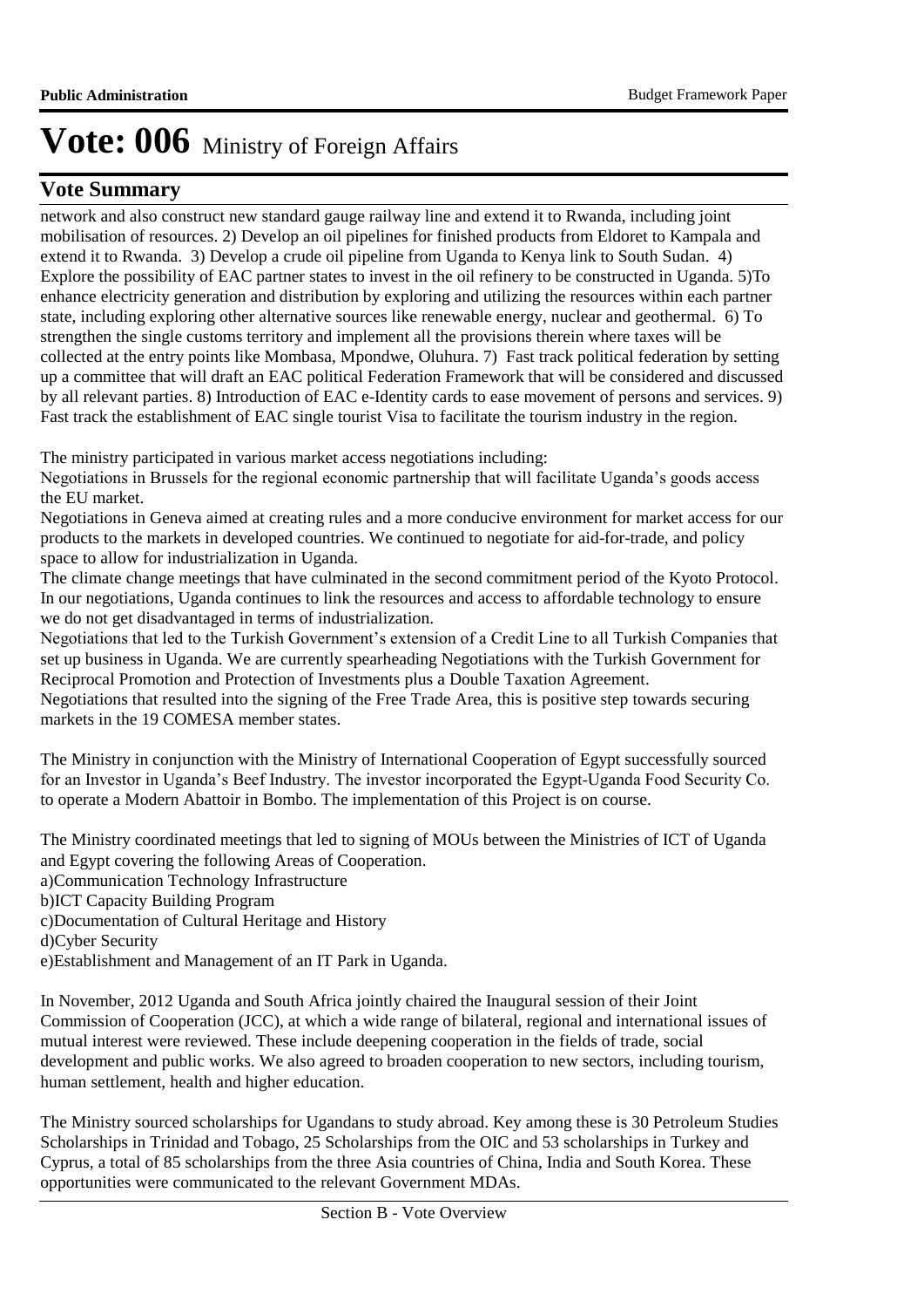# Vote: 006 Ministry of Foreign Affairs

## Vote Summary

network and also construct new standard gauge railway line and extend it to Rwanda, including joint mobilisation of resources. 2) Develop an oil pipelines for finished products from Eldoret to Kampala and extend it to Rwanda. 3) Develop a crude oil pipeline from Uganda to Kenya link to South Sudan. 4) Explore the possibility of EAC partner states to invest in the oil refinery to be constructed in Uganda. 5)To enhance electricity generation and distribution by exploring and utilizing the resources within each partner state, including exploring other alternative sources like renewable energy, nuclear and geothermal. 6) To strengthen the single customs territory and implement all the provisions therein where taxes will be collected at the entry points like Mombasa, Mpondwe, Oluhura. 7) Fast track political federation by setting up a committee that will draft an EAC political Federation Framework that will be considered and discussed by all relevant parties. 8) Introduction of EAC e-Identity cards to ease movement of persons and services. 9) Fast track the establishment of EAC single tourist Visa to facilitate the tourism industry in the region.

The ministry participated in various market access negotiations including:
Negotiations in Brussels for the regional economic partnership that will facilitate Uganda's goods access the EU market.
Negotiations in Geneva aimed at creating rules and a more conducive environment for market access for our products to the markets in developed countries. We continued to negotiate for aid-for-trade, and policy space to allow for industrialization in Uganda.
The climate change meetings that have culminated in the second commitment period of the Kyoto Protocol. In our negotiations, Uganda continues to link the resources and access to affordable technology to ensure we do not get disadvantaged in terms of industrialization.
Negotiations that led to the Turkish Government's extension of a Credit Line to all Turkish Companies that set up business in Uganda. We are currently spearheading Negotiations with the Turkish Government for Reciprocal Promotion and Protection of Investments plus a Double Taxation Agreement.
Negotiations that resulted into the signing of the Free Trade Area, this is positive step towards securing markets in the 19 COMESA member states.

The Ministry in conjunction with the Ministry of International Cooperation of Egypt successfully sourced for an Investor in Uganda's Beef Industry. The investor incorporated the Egypt-Uganda Food Security Co. to operate a Modern Abattoir in Bombo. The implementation of this Project is on course.

The Ministry coordinated meetings that led to signing of MOUs between the Ministries of ICT of Uganda and Egypt covering the following Areas of Cooperation.
a)Communication Technology Infrastructure
b)ICT Capacity Building Program
c)Documentation of Cultural Heritage and History
d)Cyber Security
e)Establishment and Management of an IT Park in Uganda.

In November, 2012 Uganda and South Africa jointly chaired the Inaugural session of their Joint Commission of Cooperation (JCC), at which a wide range of bilateral, regional and international issues of mutual interest were reviewed. These include deepening cooperation in the fields of trade, social development and public works. We also agreed to broaden cooperation to new sectors, including tourism, human settlement, health and higher education.

The Ministry sourced scholarships for Ugandans to study abroad. Key among these is 30 Petroleum Studies Scholarships in Trinidad and Tobago, 25 Scholarships from the OIC and 53 scholarships in Turkey and Cyprus, a total of 85 scholarships from the three Asia countries of China, India and South Korea. These opportunities were communicated to the relevant Government MDAs.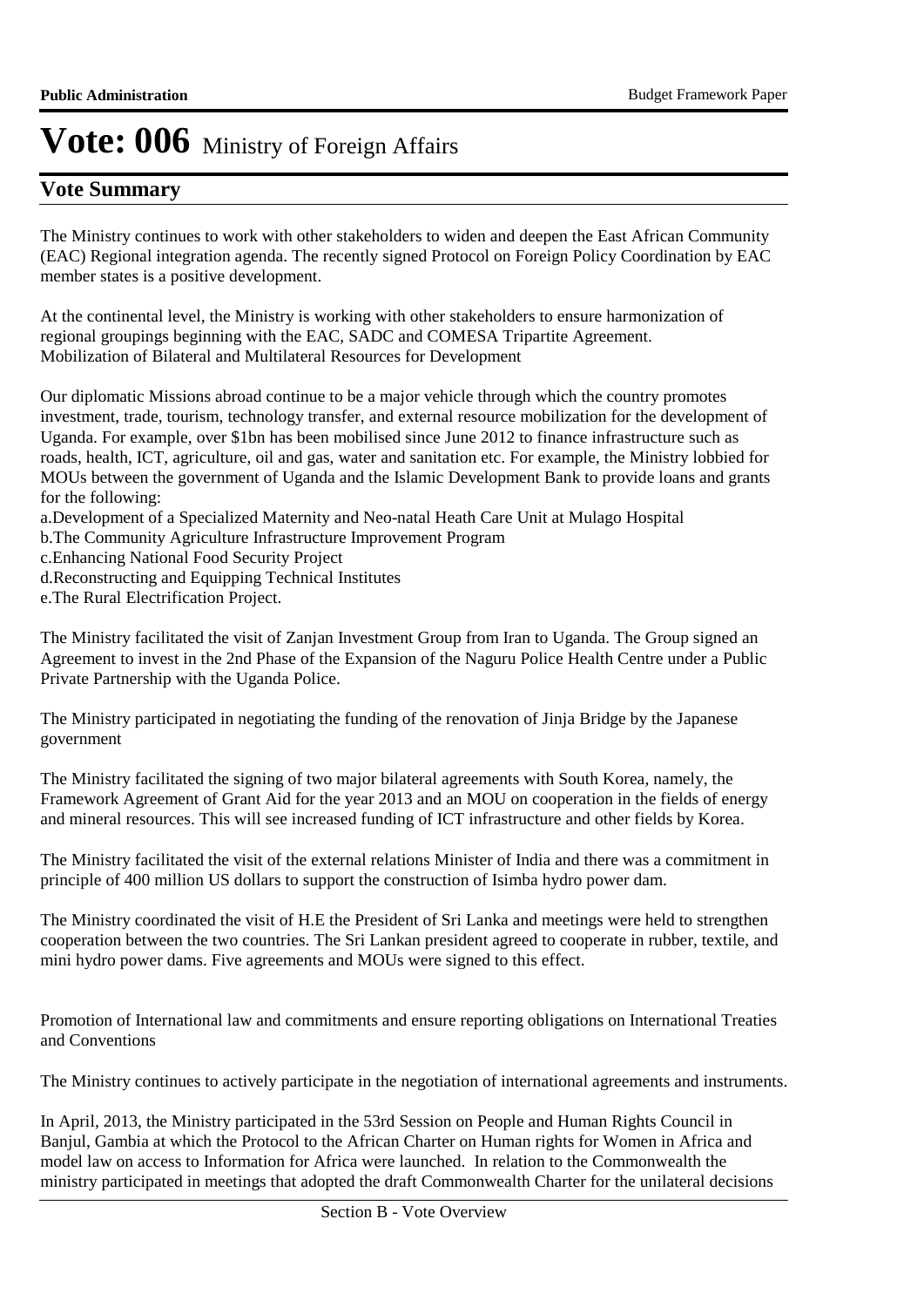# Vote: 006 Ministry of Foreign Affairs

## Vote Summary

The Ministry continues to work with other stakeholders to widen and deepen the East African Community (EAC) Regional integration agenda. The recently signed Protocol on Foreign Policy Coordination by EAC member states is a positive development.

At the continental level, the Ministry is working with other stakeholders to ensure harmonization of regional groupings beginning with the EAC, SADC and COMESA Tripartite Agreement.
Mobilization of Bilateral and Multilateral Resources for Development

Our diplomatic Missions abroad continue to be a major vehicle through which the country promotes investment, trade, tourism, technology transfer, and external resource mobilization for the development of Uganda. For example, over $1bn has been mobilised since June 2012 to finance infrastructure such as roads, health, ICT, agriculture, oil and gas, water and sanitation etc. For example, the Ministry lobbied for MOUs between the government of Uganda and the Islamic Development Bank to provide loans and grants for the following:
a.Development of a Specialized Maternity and Neo-natal Heath Care Unit at Mulago Hospital
b.The Community Agriculture Infrastructure Improvement Program
c.Enhancing National Food Security Project
d.Reconstructing and Equipping Technical Institutes
e.The Rural Electrification Project.

The Ministry facilitated the visit of Zanjan Investment Group from Iran to Uganda. The Group signed an Agreement to invest in the 2nd Phase of the Expansion of the Naguru Police Health Centre under a Public Private Partnership with the Uganda Police.

The Ministry participated in negotiating the funding of the renovation of Jinja Bridge by the Japanese government

The Ministry facilitated the signing of two major bilateral agreements with South Korea, namely, the Framework Agreement of Grant Aid for the year 2013 and an MOU on cooperation in the fields of energy and mineral resources. This will see increased funding of ICT infrastructure and other fields by Korea.

The Ministry facilitated the visit of the external relations Minister of India and there was a commitment in principle of 400 million US dollars to support the construction of Isimba hydro power dam.

The Ministry coordinated the visit of H.E the President of Sri Lanka and meetings were held to strengthen cooperation between the two countries. The Sri Lankan president agreed to cooperate in rubber, textile, and mini hydro power dams. Five agreements and MOUs were signed to this effect.

Promotion of International law and commitments and ensure reporting obligations on International Treaties and Conventions

The Ministry continues to actively participate in the negotiation of international agreements and instruments.

In April, 2013, the Ministry participated in the 53rd Session on People and Human Rights Council in Banjul, Gambia at which the Protocol to the African Charter on Human rights for Women in Africa and model law on access to Information for Africa were launched. In relation to the Commonwealth the ministry participated in meetings that adopted the draft Commonwealth Charter for the unilateral decisions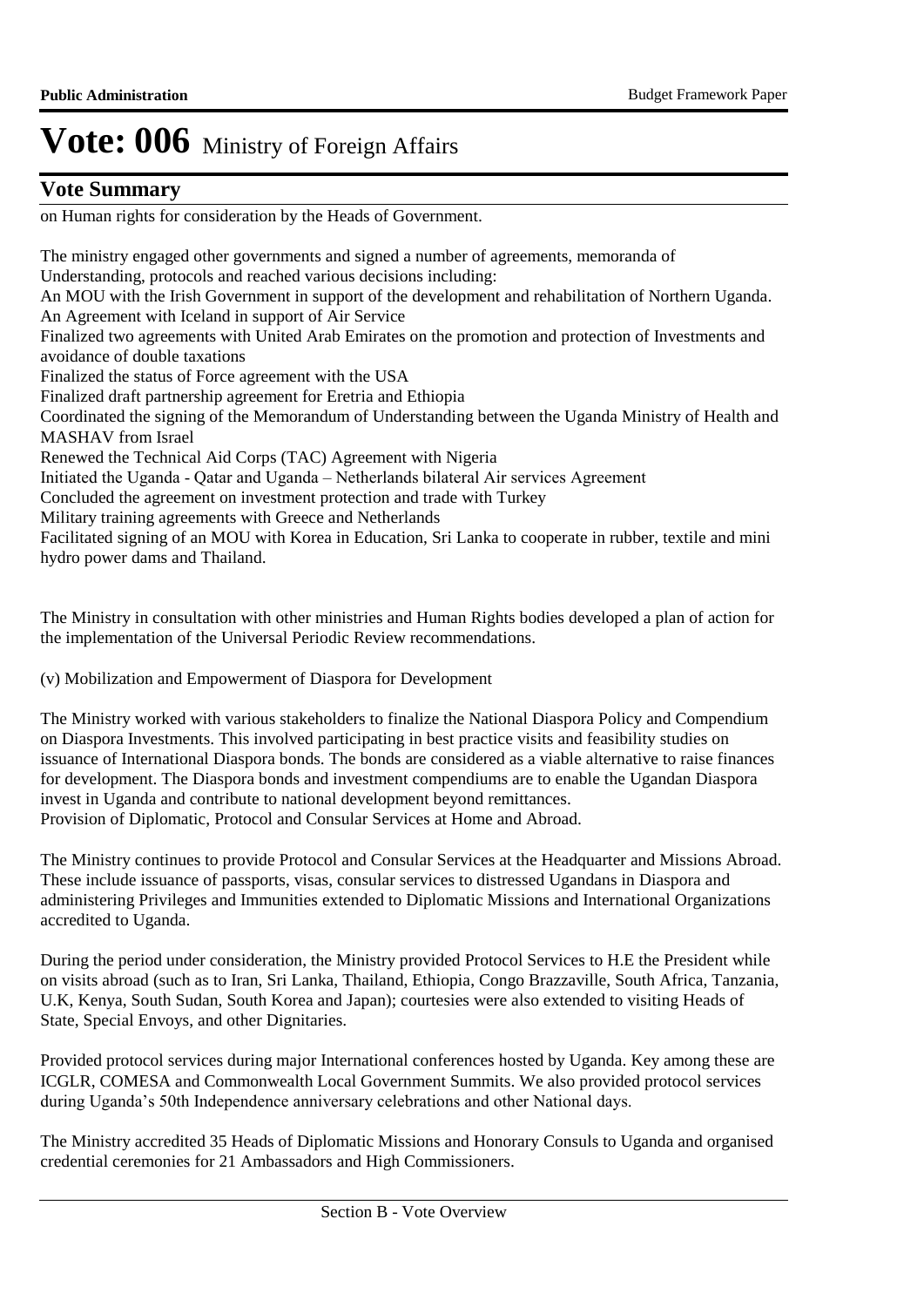## Vote Summary

on Human rights for consideration by the Heads of Government.

The ministry engaged other governments and signed a number of agreements, memoranda of Understanding, protocols and reached various decisions including:
An MOU with the Irish Government in support of the development and rehabilitation of Northern Uganda.
An Agreement with Iceland in support of Air Service
Finalized two agreements with United Arab Emirates on the promotion and protection of Investments and avoidance of double taxations
Finalized the status of Force agreement with the USA
Finalized draft partnership agreement for Eretria and Ethiopia
Coordinated the signing of the Memorandum of Understanding between the Uganda Ministry of Health and MASHAV from Israel
Renewed the Technical Aid Corps (TAC) Agreement with Nigeria
Initiated the Uganda - Qatar and Uganda – Netherlands bilateral Air services Agreement
Concluded the agreement on investment protection and trade with Turkey
Military training agreements with Greece and Netherlands
Facilitated signing of an MOU with Korea in Education, Sri Lanka to cooperate in rubber, textile and mini hydro power dams and Thailand.

The Ministry in consultation with other ministries and Human Rights bodies developed a plan of action for the implementation of the Universal Periodic Review recommendations.

(v) Mobilization and Empowerment of Diaspora for Development

The Ministry worked with various stakeholders to finalize the National Diaspora Policy and Compendium on Diaspora Investments. This involved participating in best practice visits and feasibility studies on issuance of International Diaspora bonds. The bonds are considered as a viable alternative to raise finances for development. The Diaspora bonds and investment compendiums are to enable the Ugandan Diaspora invest in Uganda and contribute to national development beyond remittances.
Provision of Diplomatic, Protocol and Consular Services at Home and Abroad.

The Ministry continues to provide Protocol and Consular Services at the Headquarter and Missions Abroad. These include issuance of passports, visas, consular services to distressed Ugandans in Diaspora and administering Privileges and Immunities extended to Diplomatic Missions and International Organizations accredited to Uganda.

During the period under consideration, the Ministry provided Protocol Services to H.E the President while on visits abroad (such as to Iran, Sri Lanka, Thailand, Ethiopia, Congo Brazzaville, South Africa, Tanzania, U.K, Kenya, South Sudan, South Korea and Japan); courtesies were also extended to visiting Heads of State, Special Envoys, and other Dignitaries.

Provided protocol services during major International conferences hosted by Uganda. Key among these are ICGLR, COMESA and Commonwealth Local Government Summits. We also provided protocol services during Uganda's 50th Independence anniversary celebrations and other National days.

The Ministry accredited 35 Heads of Diplomatic Missions and Honorary Consuls to Uganda and organised credential ceremonies for 21 Ambassadors and High Commissioners.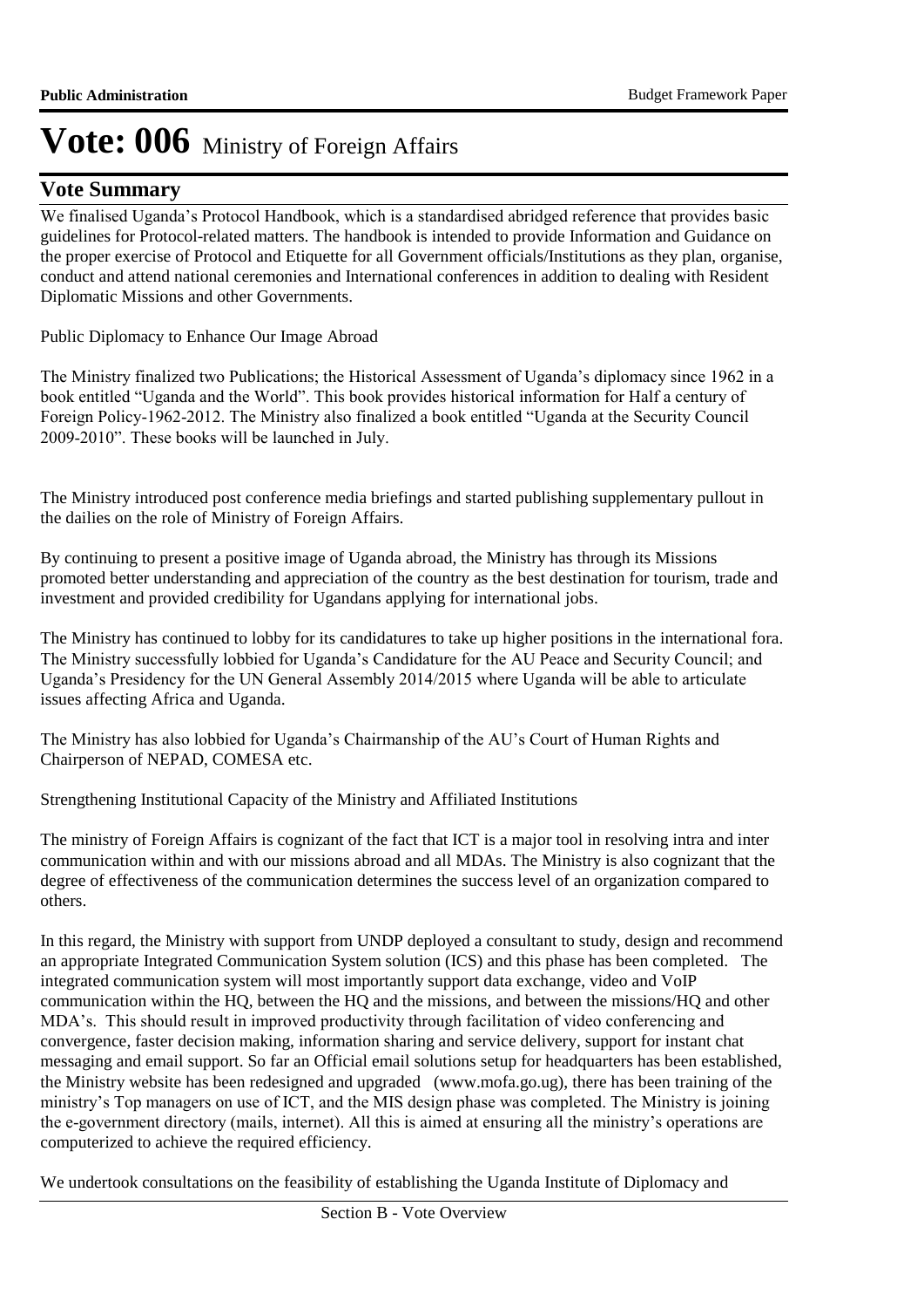# Vote: 006 Ministry of Foreign Affairs

## Vote Summary

We finalised Uganda's Protocol Handbook, which is a standardised abridged reference that provides basic guidelines for Protocol-related matters. The handbook is intended to provide Information and Guidance on the proper exercise of Protocol and Etiquette for all Government officials/Institutions as they plan, organise, conduct and attend national ceremonies and International conferences in addition to dealing with Resident Diplomatic Missions and other Governments.

Public Diplomacy to Enhance Our Image Abroad

The Ministry finalized two Publications; the Historical Assessment of Uganda's diplomacy since 1962 in a book entitled "Uganda and the World". This book provides historical information for Half a century of Foreign Policy-1962-2012. The Ministry also finalized a book entitled "Uganda at the Security Council 2009-2010". These books will be launched in July.

The Ministry introduced post conference media briefings and started publishing supplementary pullout in the dailies on the role of Ministry of Foreign Affairs.

By continuing to present a positive image of Uganda abroad, the Ministry has through its Missions promoted better understanding and appreciation of the country as the best destination for tourism, trade and investment and provided credibility for Ugandans applying for international jobs.

The Ministry has continued to lobby for its candidatures to take up higher positions in the international fora. The Ministry successfully lobbied for Uganda's Candidature for the AU Peace and Security Council; and Uganda's Presidency for the UN General Assembly 2014/2015 where Uganda will be able to articulate issues affecting Africa and Uganda.

The Ministry has also lobbied for Uganda's Chairmanship of the AU's Court of Human Rights and Chairperson of NEPAD, COMESA etc.

Strengthening Institutional Capacity of the Ministry and Affiliated Institutions

The ministry of Foreign Affairs is cognizant of the fact that ICT is a major tool in resolving intra and inter communication within and with our missions abroad and all MDAs. The Ministry is also cognizant that the degree of effectiveness of the communication determines the success level of an organization compared to others.

In this regard, the Ministry with support from UNDP deployed a consultant to study, design and recommend an appropriate Integrated Communication System solution (ICS) and this phase has been completed. The integrated communication system will most importantly support data exchange, video and VoIP communication within the HQ, between the HQ and the missions, and between the missions/HQ and other MDA's. This should result in improved productivity through facilitation of video conferencing and convergence, faster decision making, information sharing and service delivery, support for instant chat messaging and email support. So far an Official email solutions setup for headquarters has been established, the Ministry website has been redesigned and upgraded (www.mofa.go.ug), there has been training of the ministry's Top managers on use of ICT, and the MIS design phase was completed. The Ministry is joining the e-government directory (mails, internet). All this is aimed at ensuring all the ministry's operations are computerized to achieve the required efficiency.

We undertook consultations on the feasibility of establishing the Uganda Institute of Diplomacy and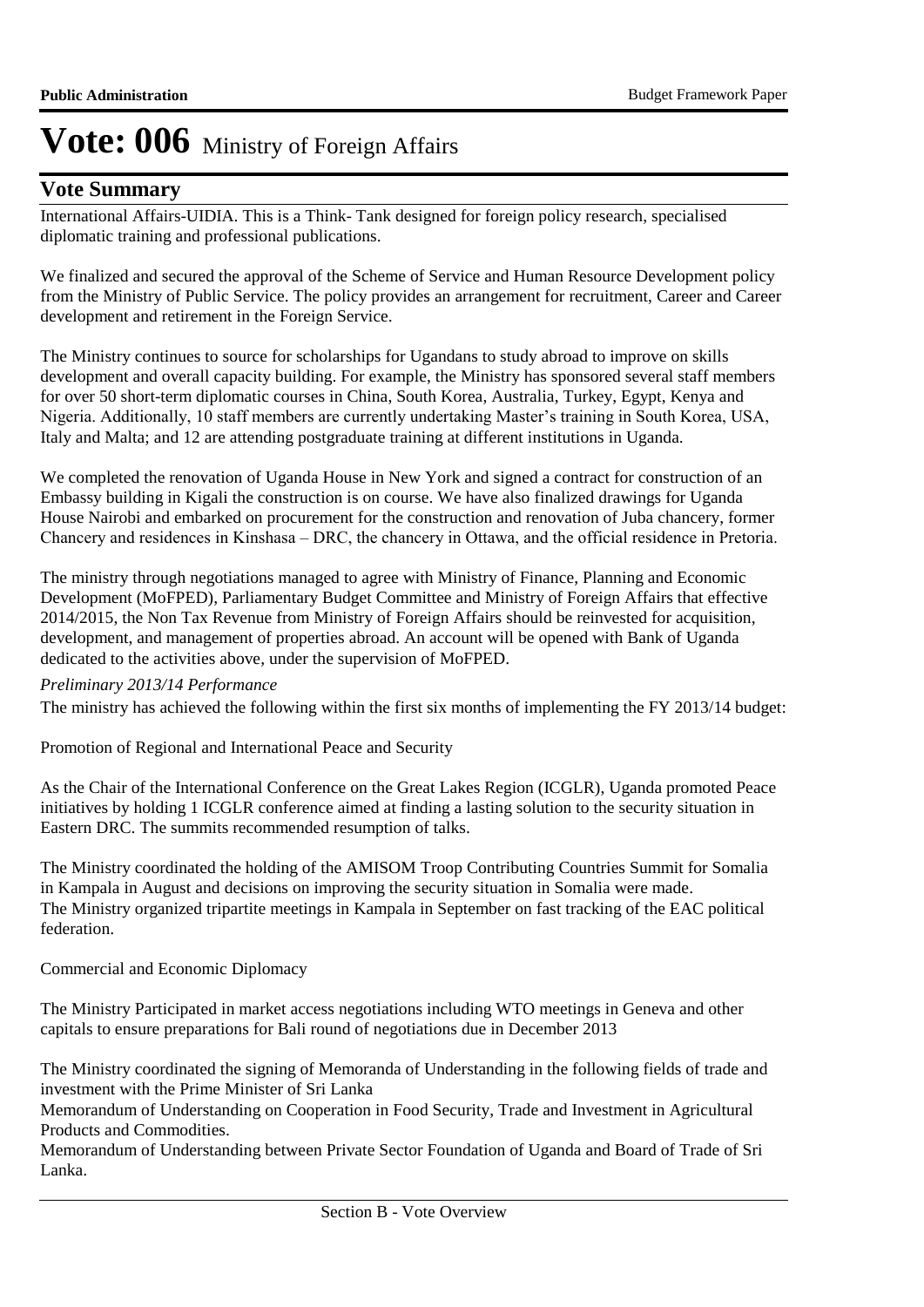# Vote: 006 Ministry of Foreign Affairs

## Vote Summary

International Affairs-UIDIA. This is a Think- Tank designed for foreign policy research, specialised diplomatic training and professional publications.

We finalized and secured the approval of the Scheme of Service and Human Resource Development policy from the Ministry of Public Service. The policy provides an arrangement for recruitment, Career and Career development and retirement in the Foreign Service.

The Ministry continues to source for scholarships for Ugandans to study abroad to improve on skills development and overall capacity building. For example, the Ministry has sponsored several staff members for over 50 short-term diplomatic courses in China, South Korea, Australia, Turkey, Egypt, Kenya and Nigeria. Additionally, 10 staff members are currently undertaking Master's training in South Korea, USA, Italy and Malta; and 12 are attending postgraduate training at different institutions in Uganda.

We completed the renovation of Uganda House in New York and signed a contract for construction of an Embassy building in Kigali the construction is on course. We have also finalized drawings for Uganda House Nairobi and embarked on procurement for the construction and renovation of Juba chancery, former Chancery and residences in Kinshasa – DRC, the chancery in Ottawa, and the official residence in Pretoria.

The ministry through negotiations managed to agree with Ministry of Finance, Planning and Economic Development (MoFPED), Parliamentary Budget Committee and Ministry of Foreign Affairs that effective 2014/2015, the Non Tax Revenue from Ministry of Foreign Affairs should be reinvested for acquisition, development, and management of properties abroad. An account will be opened with Bank of Uganda dedicated to the activities above, under the supervision of MoFPED.

*Preliminary 2013/14 Performance*

The ministry has achieved the following within the first six months of implementing the FY 2013/14 budget:

Promotion of Regional and International Peace and Security

As the Chair of the International Conference on the Great Lakes Region (ICGLR), Uganda promoted Peace initiatives by holding 1 ICGLR conference aimed at finding a lasting solution to the security situation in Eastern DRC. The summits recommended resumption of talks.

The Ministry coordinated the holding of the AMISOM Troop Contributing Countries Summit for Somalia in Kampala in August and decisions on improving the security situation in Somalia were made.
The Ministry organized tripartite meetings in Kampala in September on fast tracking of the EAC political federation.

Commercial and Economic Diplomacy

The Ministry Participated in market access negotiations including WTO meetings in Geneva and other capitals to ensure preparations for Bali round of negotiations due in December 2013

The Ministry coordinated the signing of Memoranda of Understanding in the following fields of trade and investment with the Prime Minister of Sri Lanka
Memorandum of Understanding on Cooperation in Food Security, Trade and Investment in Agricultural Products and Commodities.
Memorandum of Understanding between Private Sector Foundation of Uganda and Board of Trade of Sri Lanka.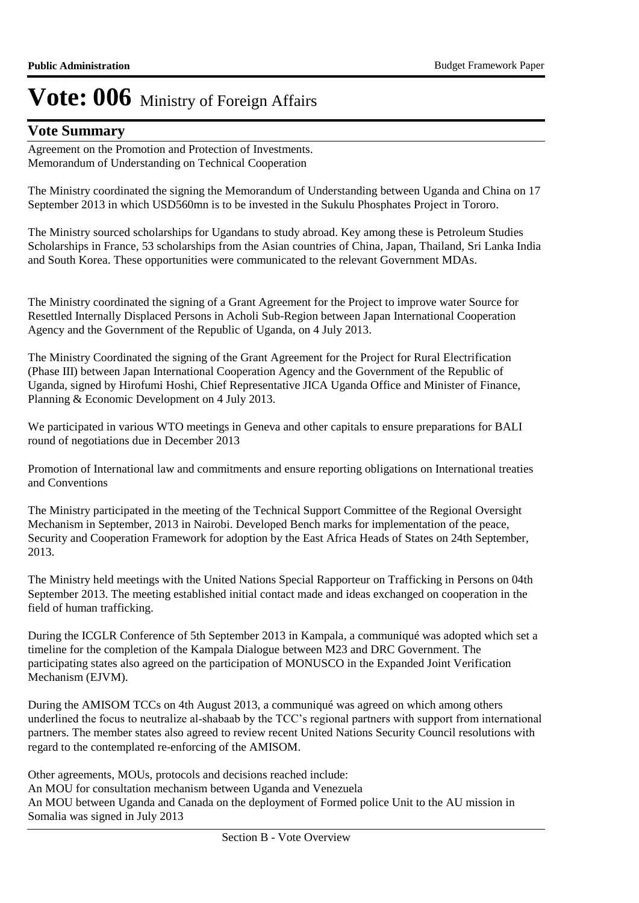# Vote: 006 Ministry of Foreign Affairs

## Vote Summary

Agreement on the Promotion and Protection of Investments.
Memorandum of Understanding on Technical Cooperation

The Ministry coordinated the signing the Memorandum of Understanding between Uganda and China on 17 September 2013 in which USD560mn is to be invested in the Sukulu Phosphates Project in Tororo.

The Ministry sourced scholarships for Ugandans to study abroad. Key among these is Petroleum Studies Scholarships in France, 53 scholarships from the Asian countries of China, Japan, Thailand, Sri Lanka India and South Korea. These opportunities were communicated to the relevant Government MDAs.

The Ministry coordinated the signing of a Grant Agreement for the Project to improve water Source for Resettled Internally Displaced Persons in Acholi Sub-Region between Japan International Cooperation Agency and the Government of the Republic of Uganda, on 4 July 2013.

The Ministry Coordinated the signing of the Grant Agreement for the Project for Rural Electrification (Phase III) between Japan International Cooperation Agency and the Government of the Republic of Uganda, signed by Hirofumi Hoshi, Chief Representative JICA Uganda Office and Minister of Finance, Planning & Economic Development on 4 July 2013.

We participated in various WTO meetings in Geneva and other capitals to ensure preparations for BALI round of negotiations due in December 2013

Promotion of International law and commitments and ensure reporting obligations on International treaties and Conventions

The Ministry participated in the meeting of the Technical Support Committee of the Regional Oversight Mechanism in September, 2013 in Nairobi. Developed Bench marks for implementation of the peace, Security and Cooperation Framework for adoption by the East Africa Heads of States on 24th September, 2013.

The Ministry held meetings with the United Nations Special Rapporteur on Trafficking in Persons on 04th September 2013. The meeting established initial contact made and ideas exchanged on cooperation in the field of human trafficking.

During the ICGLR Conference of 5th September 2013 in Kampala, a communiqué was adopted which set a timeline for the completion of the Kampala Dialogue between M23 and DRC Government. The participating states also agreed on the participation of MONUSCO in the Expanded Joint Verification Mechanism (EJVM).

During the AMISOM TCCs on 4th August 2013, a communiqué was agreed on which among others underlined the focus to neutralize al-shabaab by the TCC's regional partners with support from international partners. The member states also agreed to review recent United Nations Security Council resolutions with regard to the contemplated re-enforcing of the AMISOM.

Other agreements, MOUs, protocols and decisions reached include:
An MOU for consultation mechanism between Uganda and Venezuela
An MOU between Uganda and Canada on the deployment of Formed police Unit to the AU mission in Somalia was signed in July 2013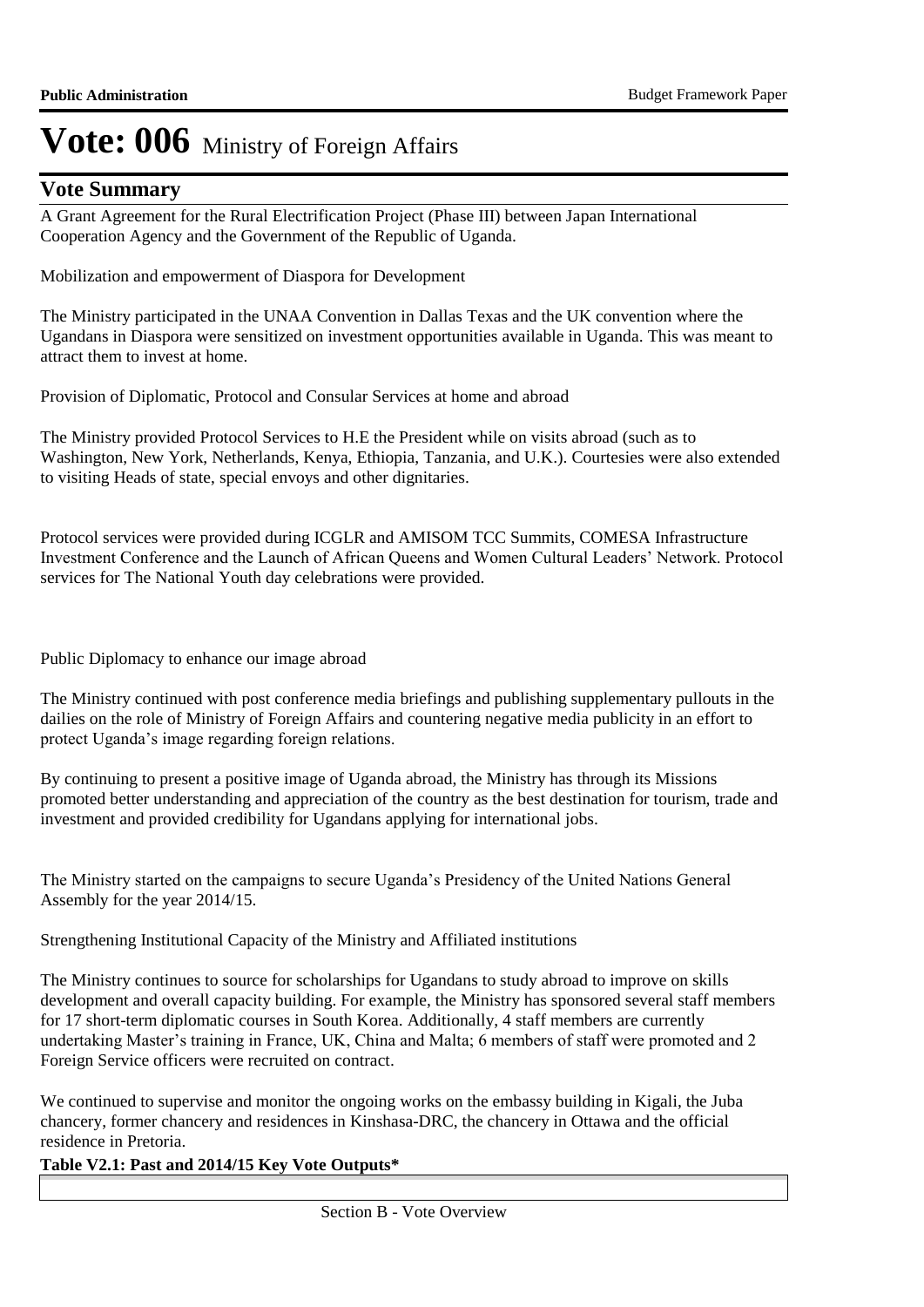## Vote Summary

A Grant Agreement for the Rural Electrification Project (Phase III) between Japan International Cooperation Agency and the Government of the Republic of Uganda.

Mobilization and empowerment of Diaspora for Development

The Ministry participated in the UNAA Convention in Dallas Texas and the UK convention where the Ugandans in Diaspora were sensitized on investment opportunities available in Uganda. This was meant to attract them to invest at home.

Provision of Diplomatic, Protocol and Consular Services at home and abroad

The Ministry provided Protocol Services to H.E the President while on visits abroad (such as to Washington, New York, Netherlands, Kenya, Ethiopia, Tanzania, and U.K.). Courtesies were also extended to visiting Heads of state, special envoys and other dignitaries.

Protocol services were provided during ICGLR and AMISOM TCC Summits, COMESA Infrastructure Investment Conference and the Launch of African Queens and Women Cultural Leaders' Network. Protocol services for The National Youth day celebrations were provided.

Public Diplomacy to enhance our image abroad

The Ministry continued with post conference media briefings and publishing supplementary pullouts in the dailies on the role of Ministry of Foreign Affairs and countering negative media publicity in an effort to protect Uganda's image regarding foreign relations.

By continuing to present a positive image of Uganda abroad, the Ministry has through its Missions promoted better understanding and appreciation of the country as the best destination for tourism, trade and investment and provided credibility for Ugandans applying for international jobs.

The Ministry started on the campaigns to secure Uganda's Presidency of the United Nations General Assembly for the year 2014/15.

Strengthening Institutional Capacity of the Ministry and Affiliated institutions

The Ministry continues to source for scholarships for Ugandans to study abroad to improve on skills development and overall capacity building. For example, the Ministry has sponsored several staff members for 17 short-term diplomatic courses in South Korea. Additionally, 4 staff members are currently undertaking Master's training in France, UK, China and Malta; 6 members of staff were promoted and 2 Foreign Service officers were recruited on contract.

We continued to supervise and monitor the ongoing works on the embassy building in Kigali, the Juba chancery, former chancery and residences in Kinshasa-DRC, the chancery in Ottawa and the official residence in Pretoria.

**Table V2.1: Past and 2014/15 Key Vote Outputs***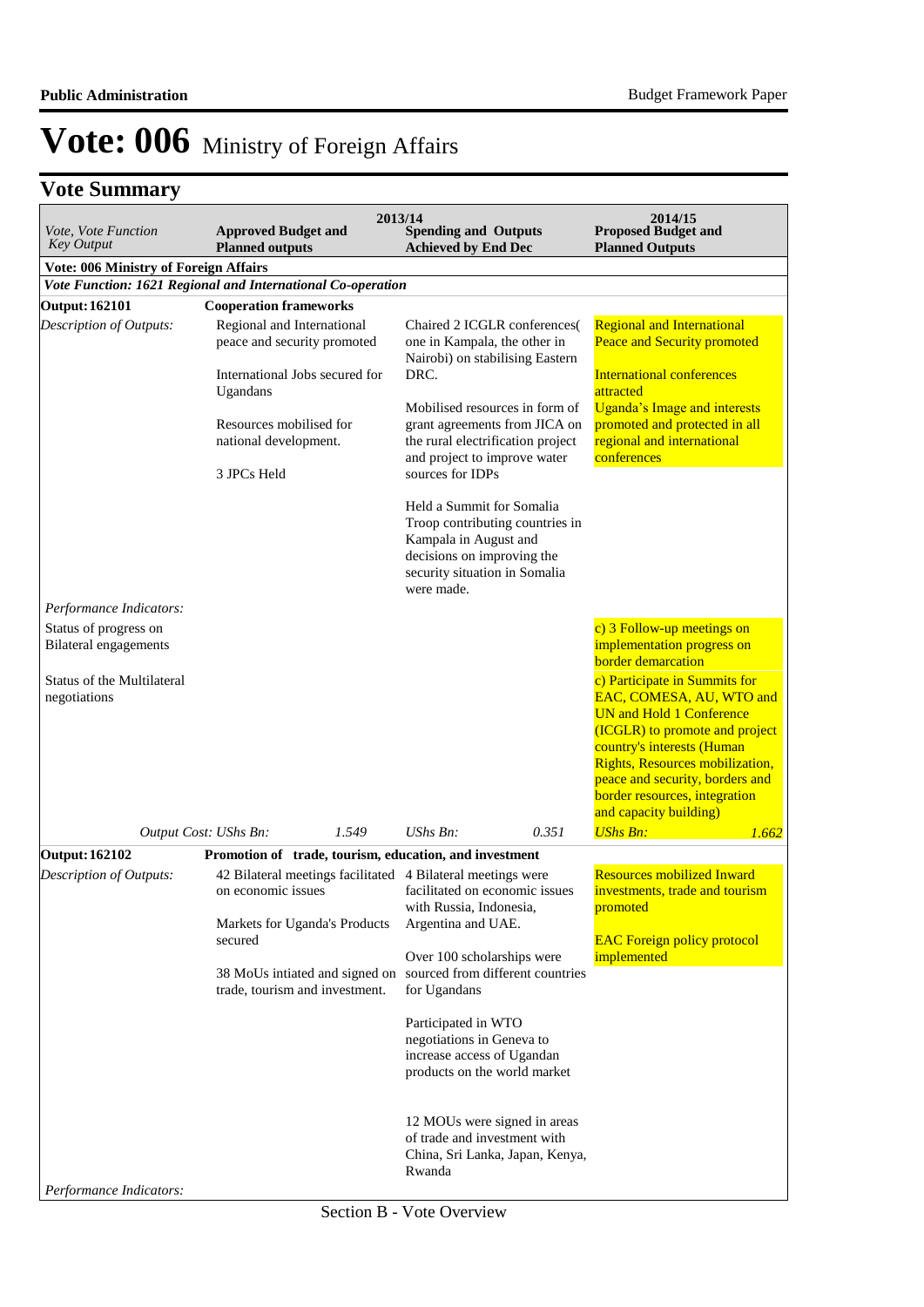# Vote: 006 Ministry of Foreign Affairs

## Vote Summary

| *Vote, Vote Function Key Output* | 2013/14 Approved Budget and Planned outputs | | 2013/14 Spending and Outputs Achieved by End Dec | | 2014/15 Proposed Budget and Planned Outputs | |
|---|---|---|---|---|---|---|
| **Vote: 006 Ministry of Foreign Affairs** | | | | | | |
| ***Vote Function: 1621 Regional and International Co-operation*** | | | | | | |
| **Output: 162101** | **Cooperation frameworks** | | | | | |
| *Description of Outputs:* | Regional and International peace and security promoted<br><br>International Jobs secured for Ugandans<br><br>Resources mobilised for national development.<br><br>3 JPCs Held | | Chaired 2 ICGLR conferences( one in Kampala, the other in Nairobi) on stabilising Eastern DRC.<br><br>Mobilised resources in form of grant agreements from JICA on the rural electrification project and project to improve water sources for IDPs<br><br>Held a Summit for Somalia Troop contributing countries in Kampala in August and decisions on improving the security situation in Somalia were made. | | Regional and International Peace and Security promoted<br><br>International conferences attracted<br>Uganda's Image and interests promoted and protected in all regional and international conferences | |
| *Performance Indicators:* | | | | | | |
| Status of progress on Bilateral engagements | | | | | c) 3 Follow-up meetings on implementation progress on border demarcation | |
| Status of the Multilateral negotiations | | | | | c) Participate in Summits for EAC, COMESA, AU, WTO and UN and Hold 1 Conference (ICGLR) to promote and project country's interests (Human Rights, Resources mobilization, peace and security, borders and border resources, integration and capacity building) | |
| *Output Cost: UShs Bn:* | | *1.549* | *UShs Bn:* | *0.351* | *UShs Bn:* | *1.662* |
| **Output: 162102** | **Promotion of trade, tourism, education, and investment** | | | | | |
| *Description of Outputs:* | 42 Bilateral meetings facilitated on economic issues<br><br>Markets for Uganda's Products secured<br><br>38 MoUs intiated and signed on trade, tourism and investment. | | 4 Bilateral meetings were facilitated on economic issues with Russia, Indonesia, Argentina and UAE.<br><br>Over 100 scholarships were sourced from different countries for Ugandans<br><br>Participated in WTO negotiations in Geneva to increase access of Ugandan products on the world market<br><br>12 MOUs were signed in areas of trade and investment with China, Sri Lanka, Japan, Kenya, Rwanda | | Resources mobilized Inward investments, trade and tourism promoted<br><br>EAC Foreign policy protocol implemented | |
| *Performance Indicators:* | | | | | | |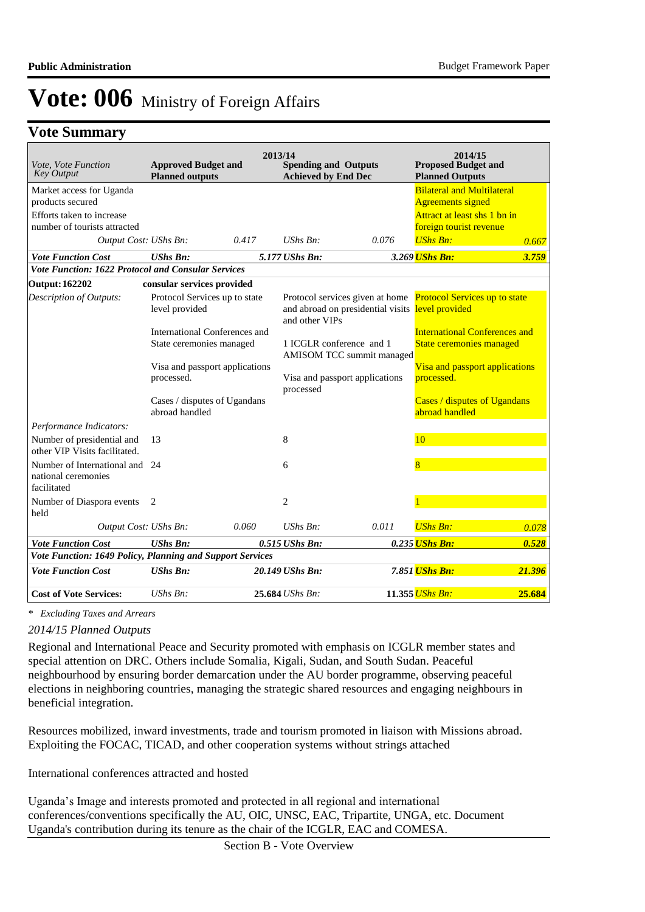# Vote: 006 Ministry of Foreign Affairs

## Vote Summary

| *Vote, Vote Function Key Output* | **2013/14** Approved Budget and Planned outputs | | Spending and Outputs Achieved by End Dec | | **2014/15** Proposed Budget and Planned Outputs | |
|---|---|---|---|---|---|---|
| Market access for Uganda products secured | | | | | Bilateral and Multilateral Agreements signed | |
| Efforts taken to increase number of tourists attracted | | | | | Attract at least shs 1 bn in foreign tourist revenue | |
| *Output Cost:* | *UShs Bn:* | *0.417* | *UShs Bn:* | *0.076* | *UShs Bn:* | *0.667* |
| ***Vote Function Cost*** | ***UShs Bn:*** | ***5.177*** | ***UShs Bn:*** | ***3.269*** | ***UShs Bn:*** | ***3.759*** |
| ***Vote Function: 1622 Protocol and Consular Services*** | | | | | | |
| **Output: 162202** | **consular services provided** | | | | | |
| *Description of Outputs:* | Protocol Services up to state level provided | | Protocol services given at home and abroad on presidential visits and other VIPs | | Protocol Services up to state level provided | |
| | International Conferences and State ceremonies managed | | 1 ICGLR conference and 1 AMISOM TCC summit managed | | International Conferences and State ceremonies managed | |
| | Visa and passport applications processed. | | Visa and passport applications processed | | Visa and passport applications processed. | |
| | Cases / disputes of Ugandans abroad handled | | | | Cases / disputes of Ugandans abroad handled | |
| *Performance Indicators:* | | | | | | |
| Number of presidential and other VIP Visits facilitated. | 13 | | 8 | | 10 | |
| Number of International and national ceremonies facilitated | 24 | | 6 | | 8 | |
| Number of Diaspora events held | 2 | | 2 | | 1 | |
| *Output Cost:* | *UShs Bn:* | *0.060* | *UShs Bn:* | *0.011* | *UShs Bn:* | *0.078* |
| ***Vote Function Cost*** | ***UShs Bn:*** | ***0.515*** | ***UShs Bn:*** | ***0.235*** | ***UShs Bn:*** | ***0.528*** |
| ***Vote Function: 1649 Policy, Planning and Support Services*** | | | | | | |
| ***Vote Function Cost*** | ***UShs Bn:*** | ***20.149*** | ***UShs Bn:*** | ***7.851*** | ***UShs Bn:*** | ***21.396*** |
| **Cost of Vote Services:** | *UShs Bn:* | **25.684** | *UShs Bn:* | **11.355** | *UShs Bn:* | **25.684** |

*\* Excluding Taxes and Arrears*

*2014/15 Planned Outputs*

Regional and International Peace and Security promoted with emphasis on ICGLR member states and special attention on DRC. Others include Somalia, Kigali, Sudan, and South Sudan. Peaceful neighbourhood by ensuring border demarcation under the AU border programme, observing peaceful elections in neighboring countries, managing the strategic shared resources and engaging neighbours in beneficial integration.

Resources mobilized, inward investments, trade and tourism promoted in liaison with Missions abroad. Exploiting the FOCAC, TICAD, and other cooperation systems without strings attached

International conferences attracted and hosted

Uganda's Image and interests promoted and protected in all regional and international conferences/conventions specifically the AU, OIC, UNSC, EAC, Tripartite, UNGA, etc. Document Uganda's contribution during its tenure as the chair of the ICGLR, EAC and COMESA.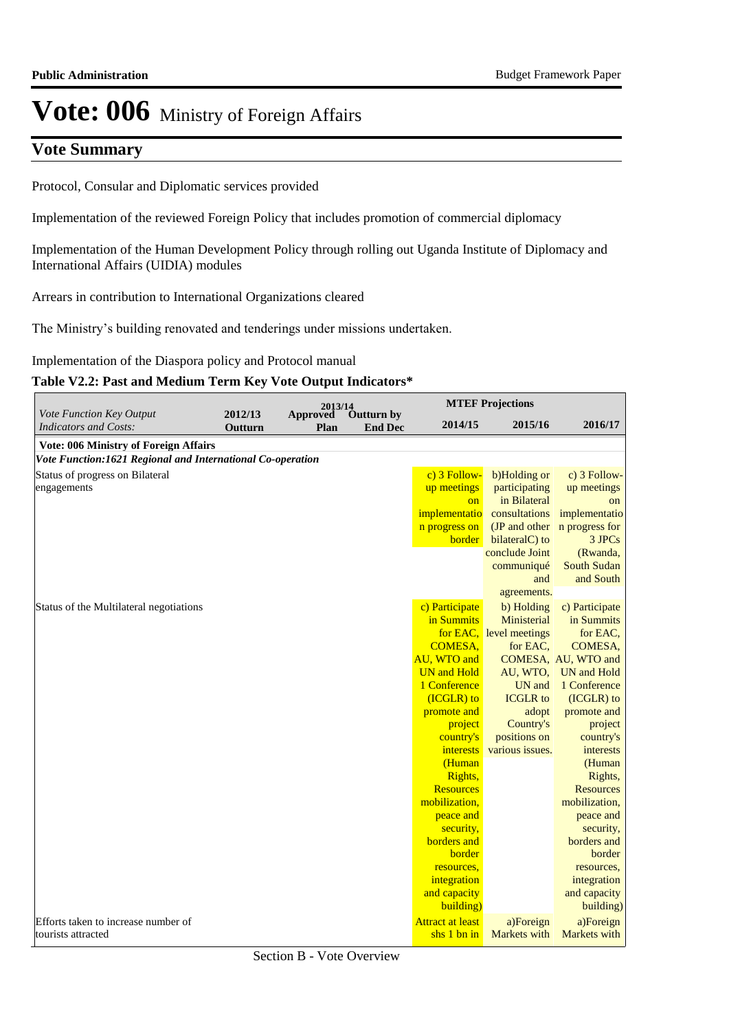# Vote: 006 Ministry of Foreign Affairs

## Vote Summary

Protocol, Consular and Diplomatic services provided

Implementation of the reviewed Foreign Policy that includes promotion of commercial diplomacy

Implementation of the Human Development Policy through rolling out Uganda Institute of Diplomacy and International Affairs (UIDIA) modules

Arrears in contribution to International Organizations cleared

The Ministry's building renovated and tenderings under missions undertaken.

Implementation of the Diaspora policy and Protocol manual

**Table V2.2: Past and Medium Term Key Vote Output Indicators***

| *Vote Function Key Output Indicators and Costs:* | 2012/13 Outturn | 2013/14 Approved Plan | 2013/14 Outturn by End Dec | MTEF Projections 2014/15 | MTEF Projections 2015/16 | MTEF Projections 2016/17 |
|---|---|---|---|---|---|---|
| **Vote: 006 Ministry of Foreign Affairs** | | | | | | |
| ***Vote Function:1621 Regional and International Co-operation*** | | | | | | |
| Status of progress on Bilateral engagements | | | | c) 3 Follow-up meetings on implementation progress on border | b)Holding or participating in Bilateral consultations (JP and other bilateralC) to conclude Joint communiqué and agreements. | c) 3 Follow-up meetings on implementation progress for 3 JPCs (Rwanda, South Sudan and South |
| Status of the Multilateral negotiations | | | | c) Participate in Summits for EAC, COMESA, AU, WTO and UN and Hold 1 Conference (ICGLR) to promote and project country's interests (Human Rights, Resources mobilization, peace and security, borders and border resources, integration and capacity building) | b) Holding Ministerial level meetings for EAC, COMESA, AU, WTO, UN and ICGLR to adopt Country's positions on various issues. | c) Participate in Summits for EAC, COMESA, AU, WTO and UN and Hold 1 Conference (ICGLR) to promote and project country's interests (Human Rights, Resources mobilization, peace and security, borders and border resources, integration and capacity building) |
| Efforts taken to increase number of tourists attracted | | | | Attract at least shs 1 bn in | a)Foreign Markets with | a)Foreign Markets with |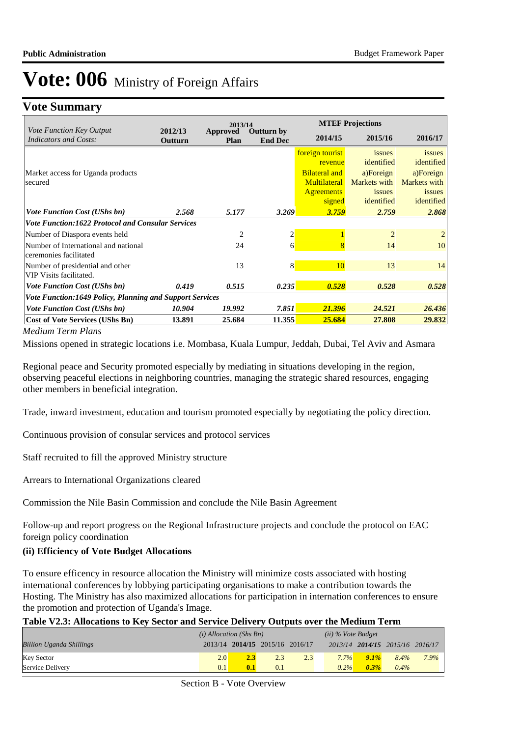# Vote: 006 Ministry of Foreign Affairs

## Vote Summary

| *Vote Function Key Output Indicators and Costs:* | 2012/13 Outturn | 2013/14 Approved Plan | 2013/14 Outturn by End Dec | MTEF Projections 2014/15 | 2015/16 | 2016/17 |
|---|---|---|---|---|---|---|
| Market access for Uganda products secured | | | | foreign tourist revenue Bilateral and Multilateral Agreements signed | issues identified a)Foreign Markets with issues identified | issues identified a)Foreign Markets with issues identified |
| ***Vote Function Cost (UShs bn)*** | ***2.568*** | ***5.177*** | ***3.269*** | ***3.759*** | ***2.759*** | ***2.868*** |
| ***Vote Function:1622 Protocol and Consular Services*** | | | | | | |
| Number of Diaspora events held | | 2 | 2 | 1 | 2 | 2 |
| Number of International and national ceremonies facilitated | | 24 | 6 | 8 | 14 | 10 |
| Number of presidential and other VIP Visits facilitated. | | 13 | 8 | 10 | 13 | 14 |
| ***Vote Function Cost (UShs bn)*** | ***0.419*** | ***0.515*** | ***0.235*** | ***0.528*** | ***0.528*** | ***0.528*** |
| ***Vote Function:1649 Policy, Planning and Support Services*** | | | | | | |
| ***Vote Function Cost (UShs bn)*** | ***10.904*** | ***19.992*** | ***7.851*** | ***21.396*** | ***24.521*** | ***26.436*** |
| **Cost of Vote Services (UShs Bn)** | **13.891** | **25.684** | **11.355** | **25.684** | **27.808** | **29.832** |

*Medium Term Plans*

Missions opened in strategic locations i.e. Mombasa, Kuala Lumpur, Jeddah, Dubai, Tel Aviv and Asmara

Regional peace and Security promoted especially by mediating in situations developing in the region, observing peaceful elections in neighboring countries, managing the strategic shared resources, engaging other members in beneficial integration.

Trade, inward investment, education and tourism promoted especially by negotiating the policy direction.

Continuous provision of consular services and protocol services

Staff recruited to fill the approved Ministry structure

Arrears to International Organizations cleared

Commission the Nile Basin Commission and conclude the Nile Basin Agreement

Follow-up and report progress on the Regional Infrastructure projects and conclude the protocol on EAC foreign policy coordination

**(ii) Efficiency of Vote Budget Allocations**

To ensure efficency in resource allocation the Ministry will minimize costs associated with hosting international conferences by lobbying participating organisations to make a contribution towards the Hosting. The Ministry has also maximized allocations for participation in internation conferences to ensure the promotion and protection of Uganda's Image.

**Table V2.3: Allocations to Key Sector and Service Delivery Outputs over the Medium Term**

| *Billion Uganda Shillings* | *(i) Allocation (Shs Bn)* 2013/14 | **2014/15** | 2015/16 | 2016/17 | *(ii) % Vote Budget* 2013/14 | **2014/15** | 2015/16 | 2016/17 |
|---|---|---|---|---|---|---|---|---|
| Key Sector | 2.0 | **2.3** | 2.3 | 2.3 | *7.7%* | ***9.1%*** | *8.4%* | *7.9%* |
| Service Delivery | 0.1 | **0.1** | 0.1 | | *0.2%* | ***0.3%*** | *0.4%* | |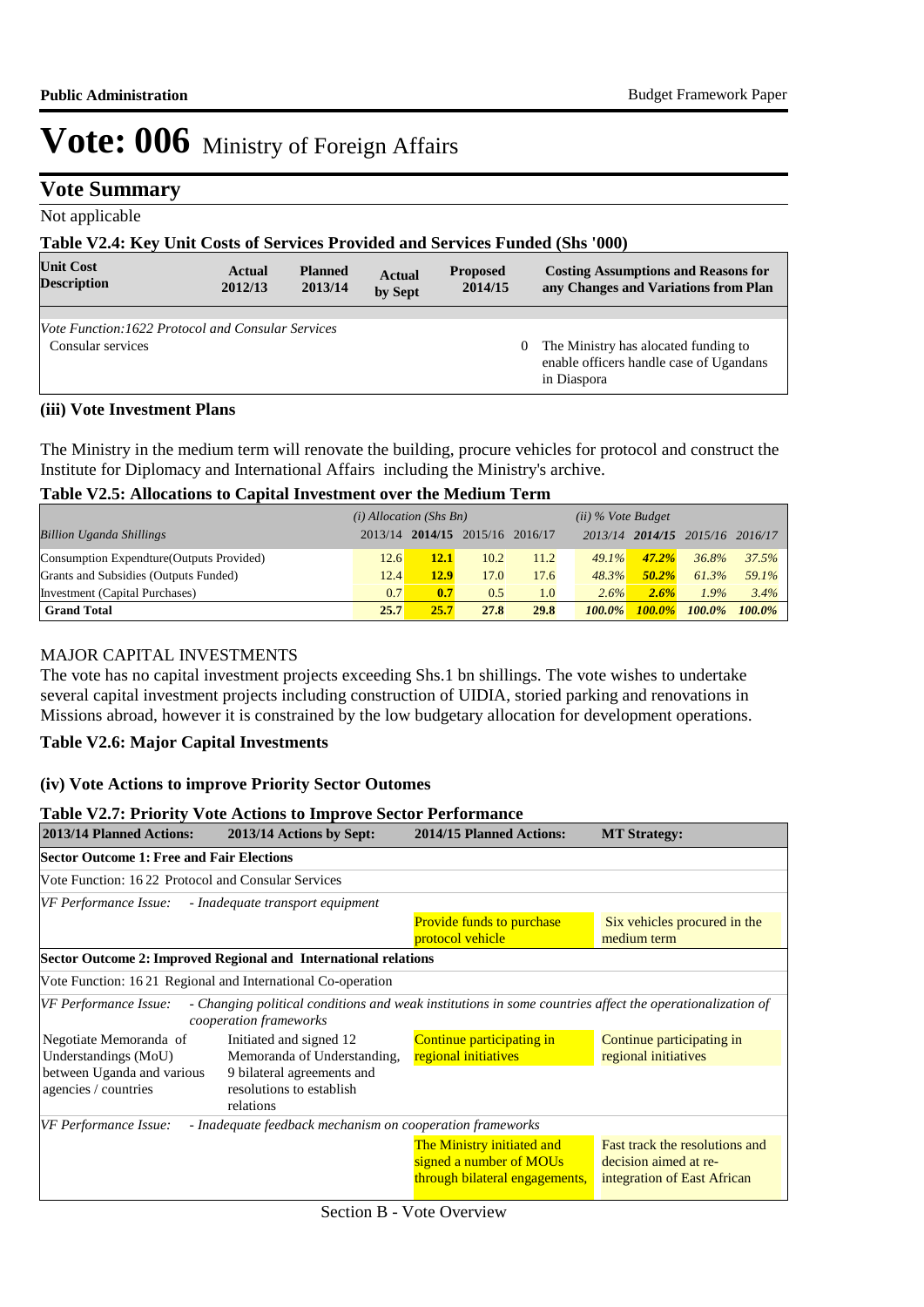# Vote: 006 Ministry of Foreign Affairs

## Vote Summary

Not applicable

**Table V2.4: Key Unit Costs of Services Provided and Services Funded (Shs '000)**

| Unit Cost Description | Actual 2012/13 | Planned 2013/14 | Actual by Sept | Proposed 2014/15 | Costing Assumptions and Reasons for any Changes and Variations from Plan |
|---|---|---|---|---|---|
| *Vote Function:1622 Protocol and Consular Services* | | | | | |
| Consular services | | | | 0 | The Ministry has alocated funding to enable officers handle case of Ugandans in Diaspora |

### (iii) Vote Investment Plans

The Ministry in the medium term will renovate the building, procure vehicles for protocol and construct the Institute for Diplomacy and International Affairs including the Ministry's archive.

**Table V2.5: Allocations to Capital Investment over the Medium Term**

| | *(i) Allocation (Shs Bn)* | | | | *(ii) % Vote Budget* | | | |
|---|---|---|---|---|---|---|---|---|
| *Billion Uganda Shillings* | 2013/14 | **2014/15** | 2015/16 | 2016/17 | *2013/14* | ***2014/15*** | *2015/16* | *2016/17* |
| Consumption Expendture(Outputs Provided) | 12.6 | **12.1** | 10.2 | 11.2 | *49.1%* | ***47.2%*** | *36.8%* | *37.5%* |
| Grants and Subsidies (Outputs Funded) | 12.4 | **12.9** | 17.0 | 17.6 | *48.3%* | ***50.2%*** | *61.3%* | *59.1%* |
| Investment (Capital Purchases) | 0.7 | **0.7** | 0.5 | 1.0 | *2.6%* | ***2.6%*** | *1.9%* | *3.4%* |
| **Grand Total** | **25.7** | **25.7** | **27.8** | **29.8** | ***100.0%*** | ***100.0%*** | ***100.0%*** | ***100.0%*** |

MAJOR CAPITAL INVESTMENTS

The vote has no capital investment projects exceeding Shs.1 bn shillings. The vote wishes to undertake several capital investment projects including construction of UIDIA, storied parking and renovations in Missions abroad, however it is constrained by the low budgetary allocation for development operations.

**Table V2.6: Major Capital Investments**

### (iv) Vote Actions to improve Priority Sector Outomes

**Table V2.7: Priority Vote Actions to Improve Sector Performance**

| 2013/14 Planned Actions: | 2013/14 Actions by Sept: | 2014/15 Planned Actions: | MT Strategy: |
|---|---|---|---|
| **Sector Outcome 1: Free and Fair Elections** | | | |
| Vote Function: 16 22 Protocol and Consular Services | | | |
| *VF Performance Issue: - Inadequate transport equipment* | | | |
| | | Provide funds to purchase protocol vehicle | Six vehicles procured in the medium term |
| **Sector Outcome 2: Improved Regional and International relations** | | | |
| Vote Function: 16 21 Regional and International Co-operation | | | |
| *VF Performance Issue: - Changing political conditions and weak institutions in some countries affect the operationalization of cooperation frameworks* | | | |
| Negotiate Memoranda of Understandings (MoU) between Uganda and various agencies / countries | Initiated and signed 12 Memoranda of Understanding, 9 bilateral agreements and resolutions to establish relations | Continue participating in regional initiatives | Continue participating in regional initiatives |
| *VF Performance Issue: - Inadequate feedback mechanism on cooperation frameworks* | | | |
| | | The Ministry initiated and signed a number of MOUs through bilateral engagements, | Fast track the resolutions and decision aimed at re-integration of East African |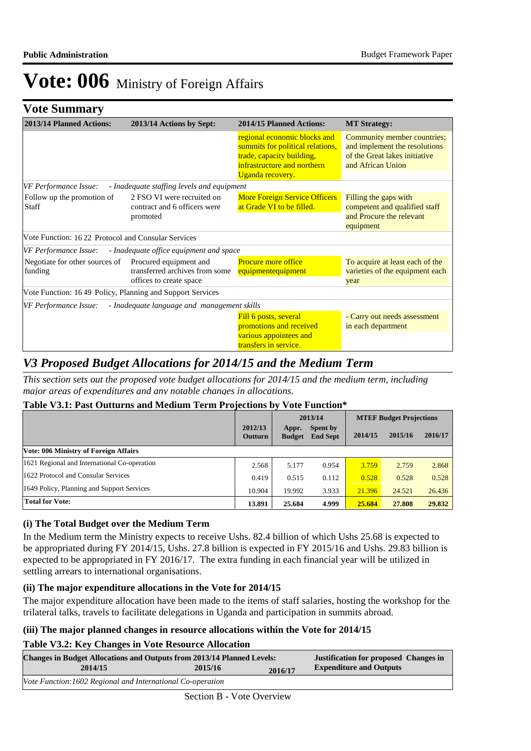# Vote: 006 Ministry of Foreign Affairs

## Vote Summary

| 2013/14 Planned Actions: | 2013/14 Actions by Sept: | 2014/15 Planned Actions: | MT Strategy: |
|---|---|---|---|
| | | regional economic blocks and summits for political relations, trade, capacity building, infrastructure and northern Uganda recovery. | Community member countries; and implement the resolutions of the Great lakes initiative and African Union |
| *VF Performance Issue: - Inadequate staffing levels and equipment* | | | |
| Follow up the promotion of Staff | 2 FSO VI were recruited on contract and 6 officers were promoted | More Foreign Service Officers at Grade VI to be filled. | Filling the gaps with competent and qualified staff and Procure the relevant equipment |
| Vote Function: 16 22 Protocol and Consular Services | | | |
| *VF Performance Issue: - Inadequate office equipment and space* | | | |
| Negotiate for other sources of funding | Procured equipment and transferred archives from some offices to create space | Procure more office equipmentequipment | To acquire at least each of the varieties of the equipment each year |
| Vote Function: 16 49 Policy, Planning and Support Services | | | |
| *VF Performance Issue: - Inadequate language and management skills* | | | |
| | | Fill 6 posts, several promotions and received various appointees and transfers in service. | - Carry out needs assessment in each department |

## V3 Proposed Budget Allocations for 2014/15 and the Medium Term

*This section sets out the proposed vote budget allocations for 2014/15 and the medium term, including major areas of expenditures and any notable changes in allocations.*

**Table V3.1: Past Outturns and Medium Term Projections by Vote Function***

| | 2012/13 Outturn | 2013/14 Appr. Budget | 2013/14 Spent by End Sept | MTEF Budget Projections 2014/15 | 2015/16 | 2016/17 |
|---|---|---|---|---|---|---|
| **Vote: 006 Ministry of Foreign Affairs** | | | | | | |
| 1621 Regional and International Co-operation | 2.568 | 5.177 | 0.954 | 3.759 | 2.759 | 2.868 |
| 1622 Protocol and Consular Services | 0.419 | 0.515 | 0.112 | 0.528 | 0.528 | 0.528 |
| 1649 Policy, Planning and Support Services | 10.904 | 19.992 | 3.933 | 21.396 | 24.521 | 26.436 |
| **Total for Vote:** | **13.891** | **25.684** | **4.999** | **25.684** | **27.808** | **29.832** |

### (i) The Total Budget over the Medium Term

In the Medium term the Ministry expects to receive Ushs. 82.4 billion of which Ushs 25.68 is expected to be appropriated during FY 2014/15, Ushs. 27.8 billion is expected in FY 2015/16 and Ushs. 29.83 billion is expected to be appropriated in FY 2016/17. The extra funding in each financial year will be utilized in settling arrears to international organisations.

### (ii) The major expenditure allocations in the Vote for 2014/15

The major expenditure allocation have been made to the items of staff salaries, hosting the workshop for the trilateral talks, travels to facilitate delegations in Uganda and participation in summits abroad.

### (iii) The major planned changes in resource allocations within the Vote for 2014/15

**Table V3.2: Key Changes in Vote Resource Allocation**

| Changes in Budget Allocations and Outputs from 2013/14 Planned Levels: 2014/15 | 2015/16 | 2016/17 | Justification for proposed Changes in Expenditure and Outputs |
|---|---|---|---|
| *Vote Function:1602 Regional and International Co-operation* | | | |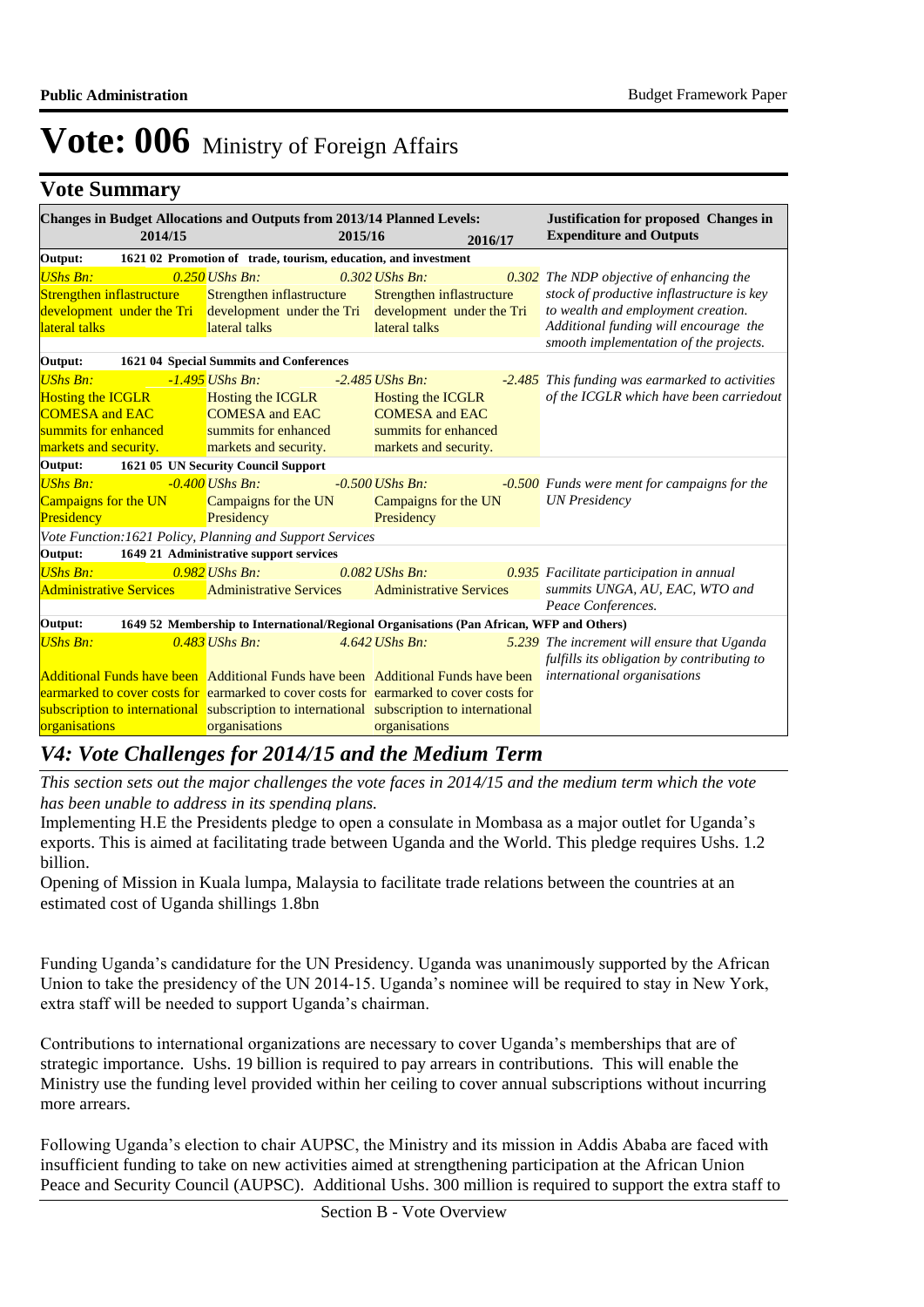# Vote: 006 Ministry of Foreign Affairs

## Vote Summary

| Changes in Budget Allocations and Outputs from 2013/14 Planned Levels: 2014/15 | 2015/16 | 2016/17 | Justification for proposed Changes in Expenditure and Outputs |
|---|---|---|---|
| **Output: 1621 02 Promotion of trade, tourism, education, and investment** | | | |
| *UShs Bn: 0.250* | *UShs Bn: 0.302* | *UShs Bn: 0.302* | *The NDP objective of enhancing the stock of productive inflastructure is key to wealth and employment creation. Additional funding will encourage the smooth implementation of the projects.* |
| Strengthen inflastructure development under the Tri lateral talks | Strengthen inflastructure development under the Tri lateral talks | Strengthen inflastructure development under the Tri lateral talks | |
| **Output: 1621 04 Special Summits and Conferences** | | | |
| *UShs Bn: -1.495* | *UShs Bn: -2.485* | *UShs Bn: -2.485* | *This funding was earmarked to activities of the ICGLR which have been carriedout* |
| Hosting the ICGLR COMESA and EAC summits for enhanced markets and security. | Hosting the ICGLR COMESA and EAC summits for enhanced markets and security. | Hosting the ICGLR COMESA and EAC summits for enhanced markets and security. | |
| **Output: 1621 05 UN Security Council Support** | | | |
| *UShs Bn: -0.400* | *UShs Bn: -0.500* | *UShs Bn: -0.500* | *Funds were ment for campaigns for the UN Presidency* |
| Campaigns for the UN Presidency | Campaigns for the UN Presidency | Campaigns for the UN Presidency | |
| *Vote Function:1621 Policy, Planning and Support Services* | | | |
| **Output: 1649 21 Administrative support services** | | | |
| *UShs Bn: 0.982* | *UShs Bn: 0.082* | *UShs Bn: 0.935* | *Facilitate participation in annual summits UNGA, AU, EAC, WTO and Peace Conferences.* |
| Administrative Services | Administrative Services | Administrative Services | |
| **Output: 1649 52 Membership to International/Regional Organisations (Pan African, WFP and Others)** | | | |
| *UShs Bn: 0.483* | *UShs Bn: 4.642* | *UShs Bn: 5.239* | *The increment will ensure that Uganda fulfills its obligation by contributing to international organisations* |
| Additional Funds have been earmarked to cover costs for subscription to international organisations | Additional Funds have been earmarked to cover costs for subscription to international organisations | Additional Funds have been earmarked to cover costs for subscription to international organisations | |

## V4: Vote Challenges for 2014/15 and the Medium Term

*This section sets out the major challenges the vote faces in 2014/15 and the medium term which the vote has been unable to address in its spending plans.*

Implementing H.E the Presidents pledge to open a consulate in Mombasa as a major outlet for Uganda's exports. This is aimed at facilitating trade between Uganda and the World. This pledge requires Ushs. 1.2 billion.

Opening of Mission in Kuala lumpa, Malaysia to facilitate trade relations between the countries at an estimated cost of Uganda shillings 1.8bn

Funding Uganda's candidature for the UN Presidency. Uganda was unanimously supported by the African Union to take the presidency of the UN 2014-15. Uganda's nominee will be required to stay in New York, extra staff will be needed to support Uganda's chairman.

Contributions to international organizations are necessary to cover Uganda's memberships that are of strategic importance. Ushs. 19 billion is required to pay arrears in contributions. This will enable the Ministry use the funding level provided within her ceiling to cover annual subscriptions without incurring more arrears.

Following Uganda's election to chair AUPSC, the Ministry and its mission in Addis Ababa are faced with insufficient funding to take on new activities aimed at strengthening participation at the African Union Peace and Security Council (AUPSC). Additional Ushs. 300 million is required to support the extra staff to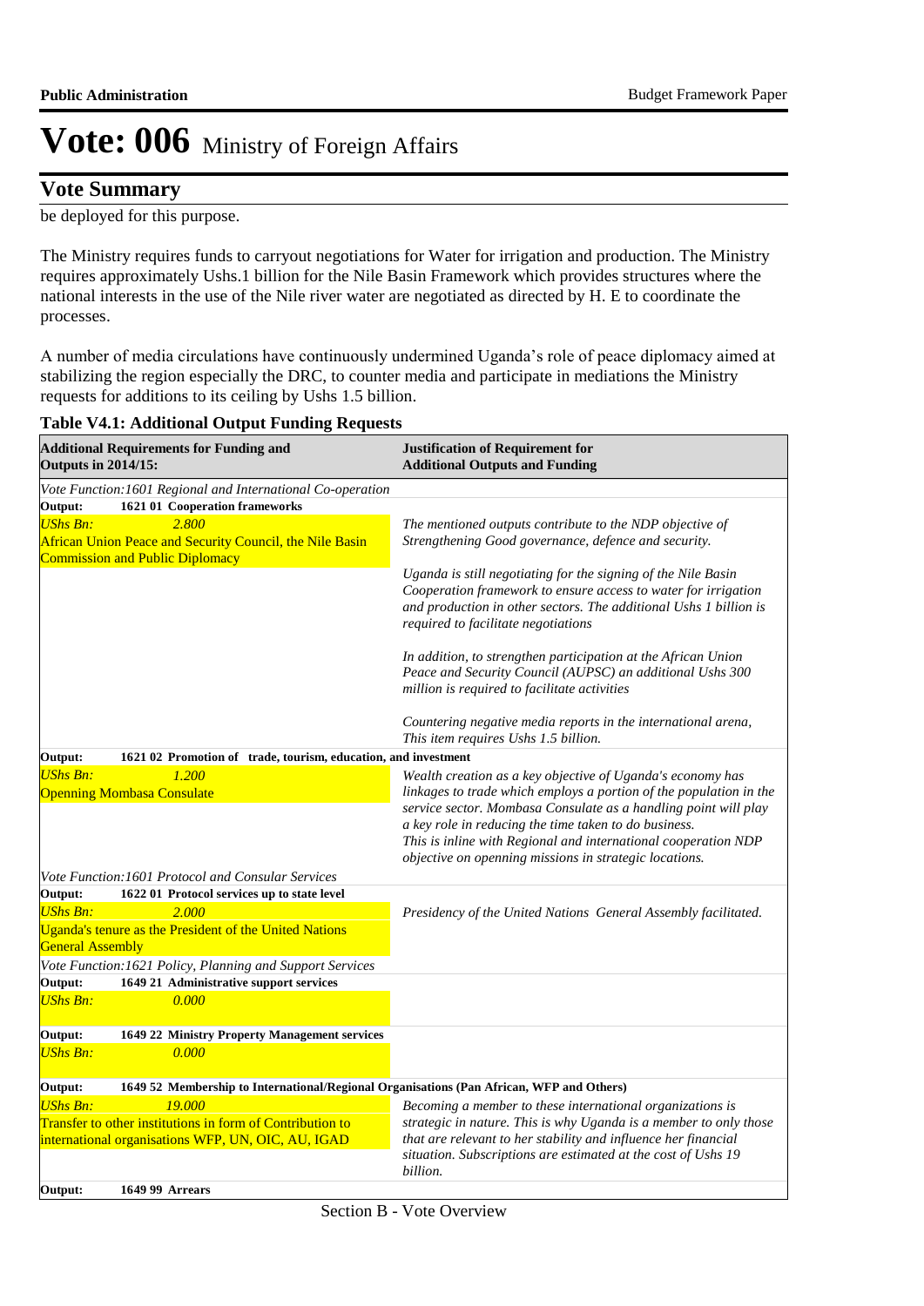# Vote: 006 Ministry of Foreign Affairs

## Vote Summary

be deployed for this purpose.

The Ministry requires funds to carryout negotiations for Water for irrigation and production. The Ministry requires approximately Ushs.1 billion for the Nile Basin Framework which provides structures where the national interests in the use of the Nile river water are negotiated as directed by H. E to coordinate the processes.

A number of media circulations have continuously undermined Uganda's role of peace diplomacy aimed at stabilizing the region especially the DRC, to counter media and participate in mediations the Ministry requests for additions to its ceiling by Ushs 1.5 billion.

**Table V4.1: Additional Output Funding Requests**

| Additional Requirements for Funding and Outputs in 2014/15: | Justification of Requirement for Additional Outputs and Funding |
|---|---|
| *Vote Function:1601 Regional and International Co-operation* | |
| **Output: 1621 01 Cooperation frameworks** | |
| *UShs Bn: 2.800*<br>African Union Peace and Security Council, the Nile Basin Commission and Public Diplomacy | *The mentioned outputs contribute to the NDP objective of Strengthening Good governance, defence and security.*<br><br>*Uganda is still negotiating for the signing of the Nile Basin Cooperation framework to ensure access to water for irrigation and production in other sectors. The additional Ushs 1 billion is required to facilitate negotiations*<br><br>*In addition, to strengthen participation at the African Union Peace and Security Council (AUPSC) an additional Ushs 300 million is required to facilitate activities*<br><br>*Countering negative media reports in the international arena, This item requires Ushs 1.5 billion.* |
| **Output: 1621 02 Promotion of trade, tourism, education, and investment** | |
| *UShs Bn: 1.200*<br>Openning Mombasa Consulate | *Wealth creation as a key objective of Uganda's economy has linkages to trade which employs a portion of the population in the service sector. Mombasa Consulate as a handling point will play a key role in reducing the time taken to do business.*<br>*This is inline with Regional and international cooperation NDP objective on openning missions in strategic locations.* |
| *Vote Function:1601 Protocol and Consular Services* | |
| **Output: 1622 01 Protocol services up to state level** | |
| *UShs Bn: 2.000*<br>Uganda's tenure as the President of the United Nations General Assembly | *Presidency of the United Nations General Assembly facilitated.* |
| *Vote Function:1621 Policy, Planning and Support Services* | |
| **Output: 1649 21 Administrative support services** | |
| *UShs Bn: 0.000* | |
| **Output: 1649 22 Ministry Property Management services** | |
| *UShs Bn: 0.000* | |
| **Output: 1649 52 Membership to International/Regional Organisations (Pan African, WFP and Others)** | |
| *UShs Bn: 19.000*<br>Transfer to other institutions in form of Contribution to international organisations WFP, UN, OIC, AU, IGAD | *Becoming a member to these international organizations is strategic in nature. This is why Uganda is a member to only those that are relevant to her stability and influence her financial situation. Subscriptions are estimated at the cost of Ushs 19 billion.* |
| **Output: 1649 99 Arrears** | |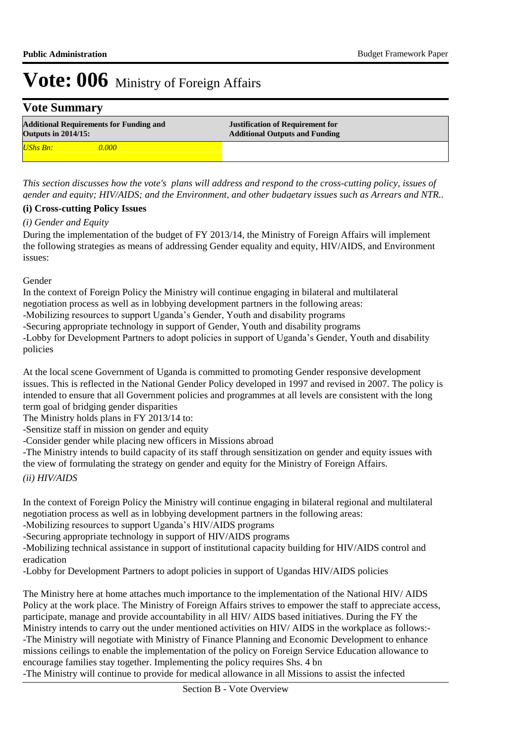# Vote: 006 Ministry of Foreign Affairs

## Vote Summary

| Additional Requirements for Funding and Outputs in 2014/15: | Justification of Requirement for Additional Outputs and Funding |
|---|---|
| *UShs Bn: 0.000* | |

*This section discusses how the vote's plans will address and respond to the cross-cutting policy, issues of gender and equity; HIV/AIDS; and the Environment, and other budgetary issues such as Arrears and NTR..*

**(i) Cross-cutting Policy Issues**

*(i) Gender and Equity*

During the implementation of the budget of FY 2013/14, the Ministry of Foreign Affairs will implement the following strategies as means of addressing Gender equality and equity, HIV/AIDS, and Environment issues:

Gender

In the context of Foreign Policy the Ministry will continue engaging in bilateral and multilateral negotiation process as well as in lobbying development partners in the following areas:
-Mobilizing resources to support Uganda's Gender, Youth and disability programs
-Securing appropriate technology in support of Gender, Youth and disability programs
-Lobby for Development Partners to adopt policies in support of Uganda's Gender, Youth and disability policies

At the local scene Government of Uganda is committed to promoting Gender responsive development issues. This is reflected in the National Gender Policy developed in 1997 and revised in 2007. The policy is intended to ensure that all Government policies and programmes at all levels are consistent with the long term goal of bridging gender disparities
The Ministry holds plans in FY 2013/14 to:
-Sensitize staff in mission on gender and equity
-Consider gender while placing new officers in Missions abroad
-The Ministry intends to build capacity of its staff through sensitization on gender and equity issues with the view of formulating the strategy on gender and equity for the Ministry of Foreign Affairs.

*(ii) HIV/AIDS*

In the context of Foreign Policy the Ministry will continue engaging in bilateral regional and multilateral negotiation process as well as in lobbying development partners in the following areas:
-Mobilizing resources to support Uganda's HIV/AIDS programs
-Securing appropriate technology in support of HIV/AIDS programs
-Mobilizing technical assistance in support of institutional capacity building for HIV/AIDS control and eradication
-Lobby for Development Partners to adopt policies in support of Ugandas HIV/AIDS policies

The Ministry here at home attaches much importance to the implementation of the National HIV/ AIDS Policy at the work place. The Ministry of Foreign Affairs strives to empower the staff to appreciate access, participate, manage and provide accountability in all HIV/ AIDS based initiatives. During the FY the Ministry intends to carry out the under mentioned activities on HIV/ AIDS in the workplace as follows:-
-The Ministry will negotiate with Ministry of Finance Planning and Economic Development to enhance missions ceilings to enable the implementation of the policy on Foreign Service Education allowance to encourage families stay together. Implementing the policy requires Shs. 4 bn
-The Ministry will continue to provide for medical allowance in all Missions to assist the infected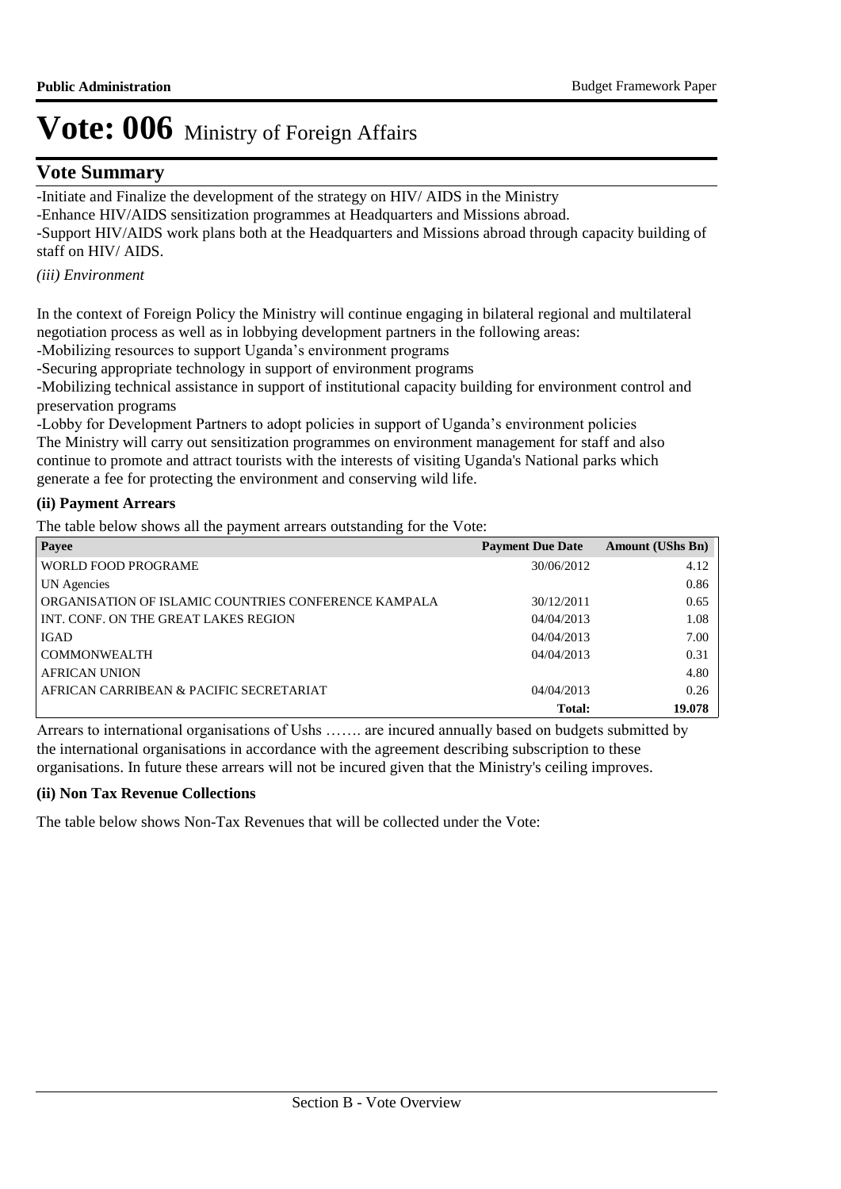# Vote: 006 Ministry of Foreign Affairs

## Vote Summary

-Initiate and Finalize the development of the strategy on HIV/ AIDS in the Ministry
-Enhance HIV/AIDS sensitization programmes at Headquarters and Missions abroad.
-Support HIV/AIDS work plans both at the Headquarters and Missions abroad through capacity building of staff on HIV/ AIDS.

*(iii) Environment*

In the context of Foreign Policy the Ministry will continue engaging in bilateral regional and multilateral negotiation process as well as in lobbying development partners in the following areas:
-Mobilizing resources to support Uganda's environment programs
-Securing appropriate technology in support of environment programs
-Mobilizing technical assistance in support of institutional capacity building for environment control and preservation programs
-Lobby for Development Partners to adopt policies in support of Uganda's environment policies
The Ministry will carry out sensitization programmes on environment management for staff and also continue to promote and attract tourists with the interests of visiting Uganda's National parks which generate a fee for protecting the environment and conserving wild life.

### (ii) Payment Arrears

The table below shows all the payment arrears outstanding for the Vote:

| Payee | Payment Due Date | Amount (UShs Bn) |
|---|---|---|
| WORLD FOOD PROGRAME | 30/06/2012 | 4.12 |
| UN Agencies | | 0.86 |
| ORGANISATION OF ISLAMIC COUNTRIES CONFERENCE KAMPALA | 30/12/2011 | 0.65 |
| INT. CONF. ON THE GREAT LAKES REGION | 04/04/2013 | 1.08 |
| IGAD | 04/04/2013 | 7.00 |
| COMMONWEALTH | 04/04/2013 | 0.31 |
| AFRICAN UNION | | 4.80 |
| AFRICAN CARRIBEAN & PACIFIC SECRETARIAT | 04/04/2013 | 0.26 |
| | **Total:** | **19.078** |

Arrears to international organisations of Ushs ……. are incured annually based on budgets submitted by the international organisations in accordance with the agreement describing subscription to these organisations. In future these arrears will not be incured given that the Ministry's ceiling improves.

### (ii) Non Tax Revenue Collections

The table below shows Non-Tax Revenues that will be collected under the Vote: